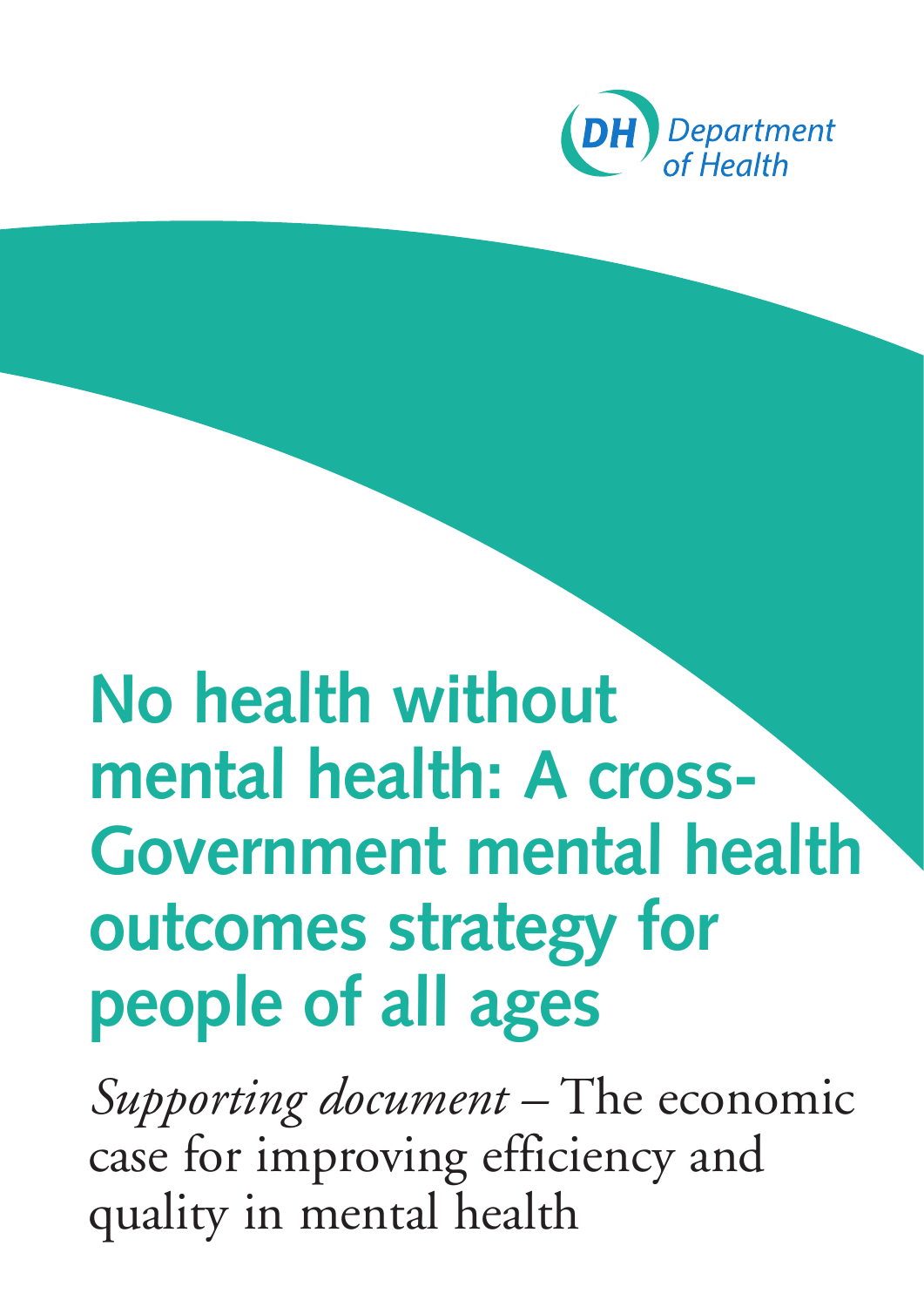Department of Health

# No health without mental health: A cross-Government mental health outcomes strategy for people of all ages

*Supporting document* – The economic case for improving efficiency and quality in mental health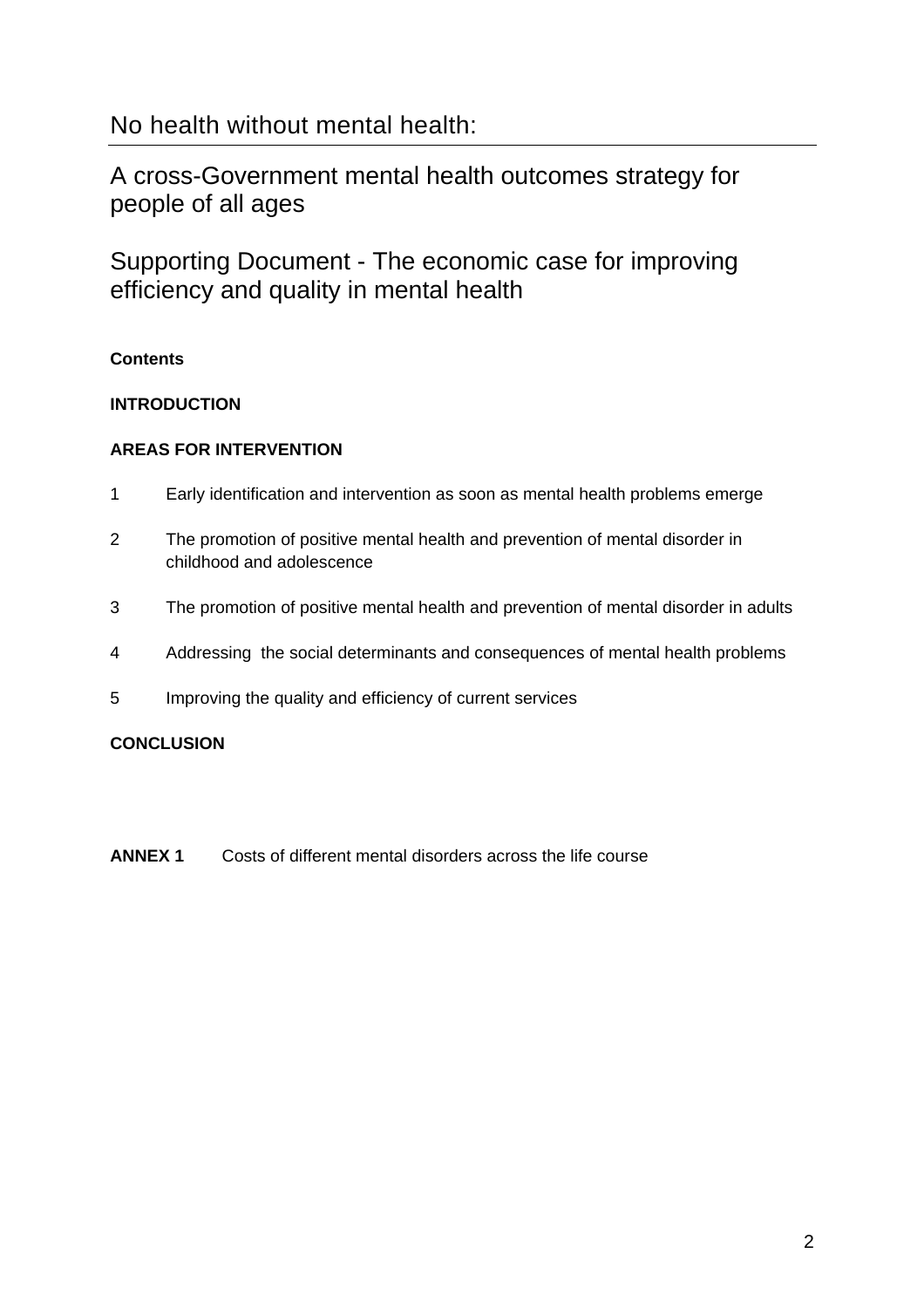# No health without mental health:

## A cross-Government mental health outcomes strategy for people of all ages

## Supporting Document - The economic case for improving efficiency and quality in mental health

**Contents**

**INTRODUCTION**

**AREAS FOR INTERVENTION**

1. Early identification and intervention as soon as mental health problems emerge
2. The promotion of positive mental health and prevention of mental disorder in childhood and adolescence
3. The promotion of positive mental health and prevention of mental disorder in adults
4. Addressing the social determinants and consequences of mental health problems
5. Improving the quality and efficiency of current services

**CONCLUSION**

**ANNEX 1** Costs of different mental disorders across the life course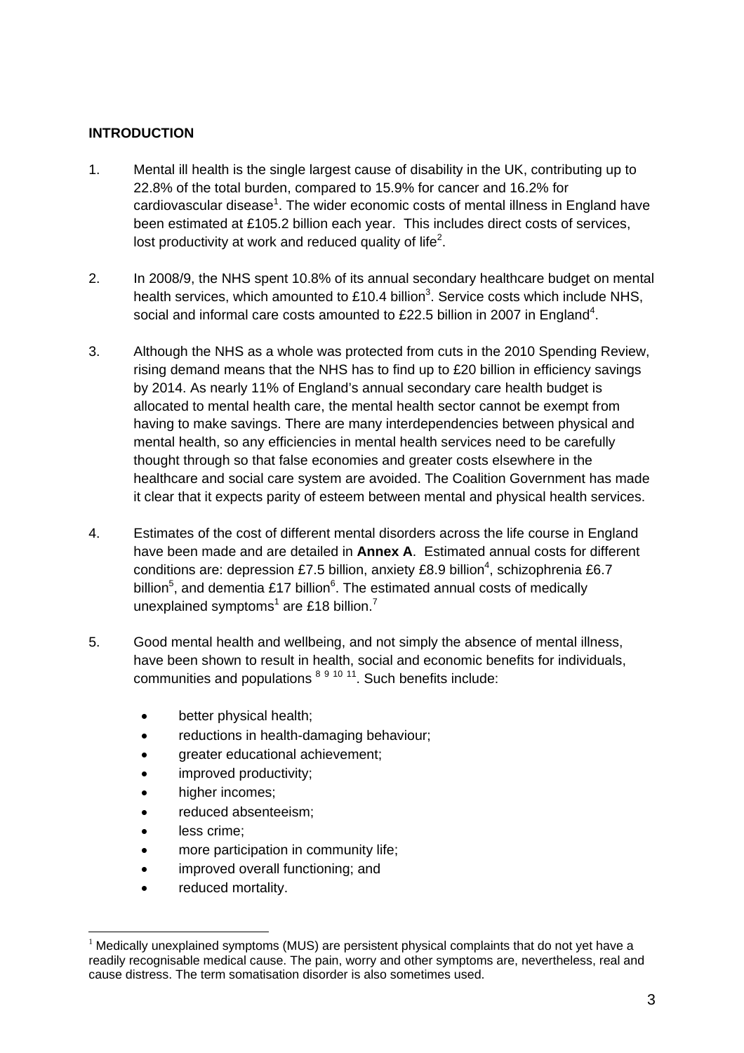## INTRODUCTION

1. Mental ill health is the single largest cause of disability in the UK, contributing up to 22.8% of the total burden, compared to 15.9% for cancer and 16.2% for cardiovascular disease[1]. The wider economic costs of mental illness in England have been estimated at £105.2 billion each year. This includes direct costs of services, lost productivity at work and reduced quality of life[2].

2. In 2008/9, the NHS spent 10.8% of its annual secondary healthcare budget on mental health services, which amounted to £10.4 billion[3]. Service costs which include NHS, social and informal care costs amounted to £22.5 billion in 2007 in England[4].

3. Although the NHS as a whole was protected from cuts in the 2010 Spending Review, rising demand means that the NHS has to find up to £20 billion in efficiency savings by 2014. As nearly 11% of England's annual secondary care health budget is allocated to mental health care, the mental health sector cannot be exempt from having to make savings. There are many interdependencies between physical and mental health, so any efficiencies in mental health services need to be carefully thought through so that false economies and greater costs elsewhere in the healthcare and social care system are avoided. The Coalition Government has made it clear that it expects parity of esteem between mental and physical health services.

4. Estimates of the cost of different mental disorders across the life course in England have been made and are detailed in **Annex A**. Estimated annual costs for different conditions are: depression £7.5 billion, anxiety £8.9 billion[4], schizophrenia £6.7 billion[5], and dementia £17 billion[6]. The estimated annual costs of medically unexplained symptoms[1] are £18 billion.[7]

5. Good mental health and wellbeing, and not simply the absence of mental illness, have been shown to result in health, social and economic benefits for individuals, communities and populations [8 9 10 11]. Such benefits include:

   - better physical health;
   - reductions in health-damaging behaviour;
   - greater educational achievement;
   - improved productivity;
   - higher incomes;
   - reduced absenteeism;
   - less crime;
   - more participation in community life;
   - improved overall functioning; and
   - reduced mortality.

---

[1] Medically unexplained symptoms (MUS) are persistent physical complaints that do not yet have a readily recognisable medical cause. The pain, worry and other symptoms are, nevertheless, real and cause distress. The term somatisation disorder is also sometimes used.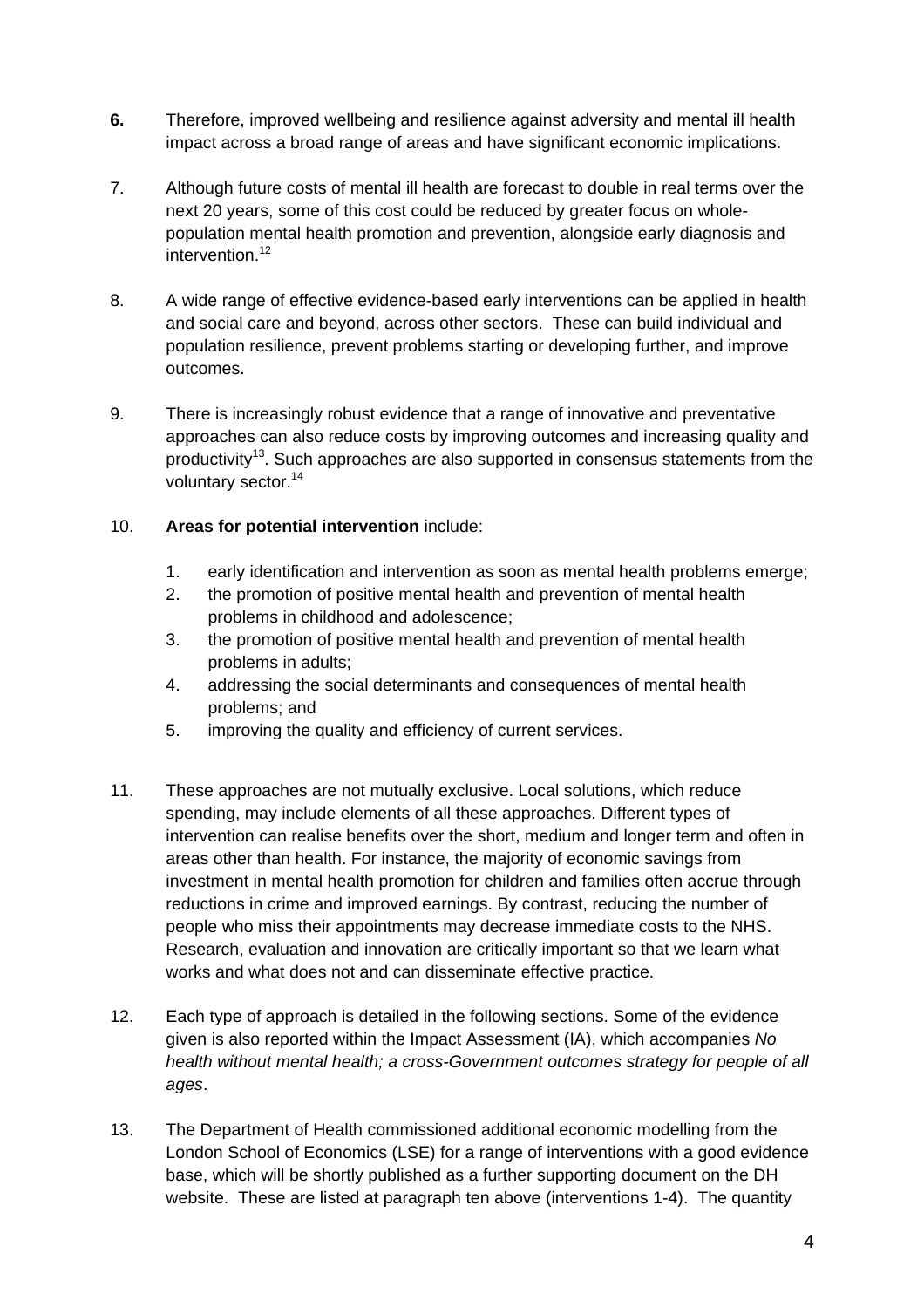**6.** Therefore, improved wellbeing and resilience against adversity and mental ill health impact across a broad range of areas and have significant economic implications.

7. Although future costs of mental ill health are forecast to double in real terms over the next 20 years, some of this cost could be reduced by greater focus on whole-population mental health promotion and prevention, alongside early diagnosis and intervention.[12]

8. A wide range of effective evidence-based early interventions can be applied in health and social care and beyond, across other sectors. These can build individual and population resilience, prevent problems starting or developing further, and improve outcomes.

9. There is increasingly robust evidence that a range of innovative and preventative approaches can also reduce costs by improving outcomes and increasing quality and productivity[13]. Such approaches are also supported in consensus statements from the voluntary sector.[14]

10. **Areas for potential intervention** include:

   1. early identification and intervention as soon as mental health problems emerge;
   2. the promotion of positive mental health and prevention of mental health problems in childhood and adolescence;
   3. the promotion of positive mental health and prevention of mental health problems in adults;
   4. addressing the social determinants and consequences of mental health problems; and
   5. improving the quality and efficiency of current services.

11. These approaches are not mutually exclusive. Local solutions, which reduce spending, may include elements of all these approaches. Different types of intervention can realise benefits over the short, medium and longer term and often in areas other than health. For instance, the majority of economic savings from investment in mental health promotion for children and families often accrue through reductions in crime and improved earnings. By contrast, reducing the number of people who miss their appointments may decrease immediate costs to the NHS. Research, evaluation and innovation are critically important so that we learn what works and what does not and can disseminate effective practice.

12. Each type of approach is detailed in the following sections. Some of the evidence given is also reported within the Impact Assessment (IA), which accompanies *No health without mental health; a cross-Government outcomes strategy for people of all ages*.

13. The Department of Health commissioned additional economic modelling from the London School of Economics (LSE) for a range of interventions with a good evidence base, which will be shortly published as a further supporting document on the DH website. These are listed at paragraph ten above (interventions 1-4). The quantity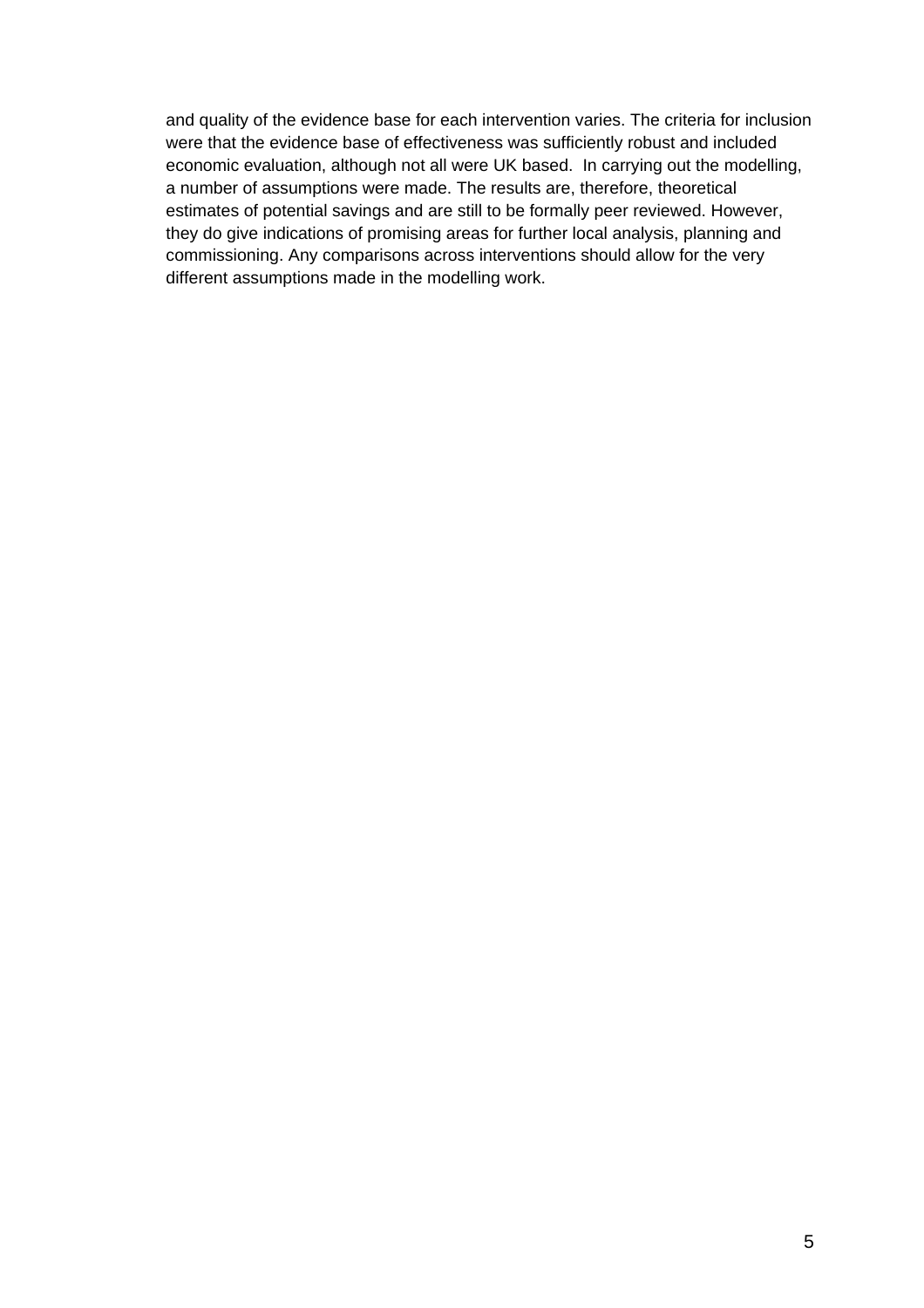and quality of the evidence base for each intervention varies. The criteria for inclusion were that the evidence base of effectiveness was sufficiently robust and included economic evaluation, although not all were UK based. In carrying out the modelling, a number of assumptions were made. The results are, therefore, theoretical estimates of potential savings and are still to be formally peer reviewed. However, they do give indications of promising areas for further local analysis, planning and commissioning. Any comparisons across interventions should allow for the very different assumptions made in the modelling work.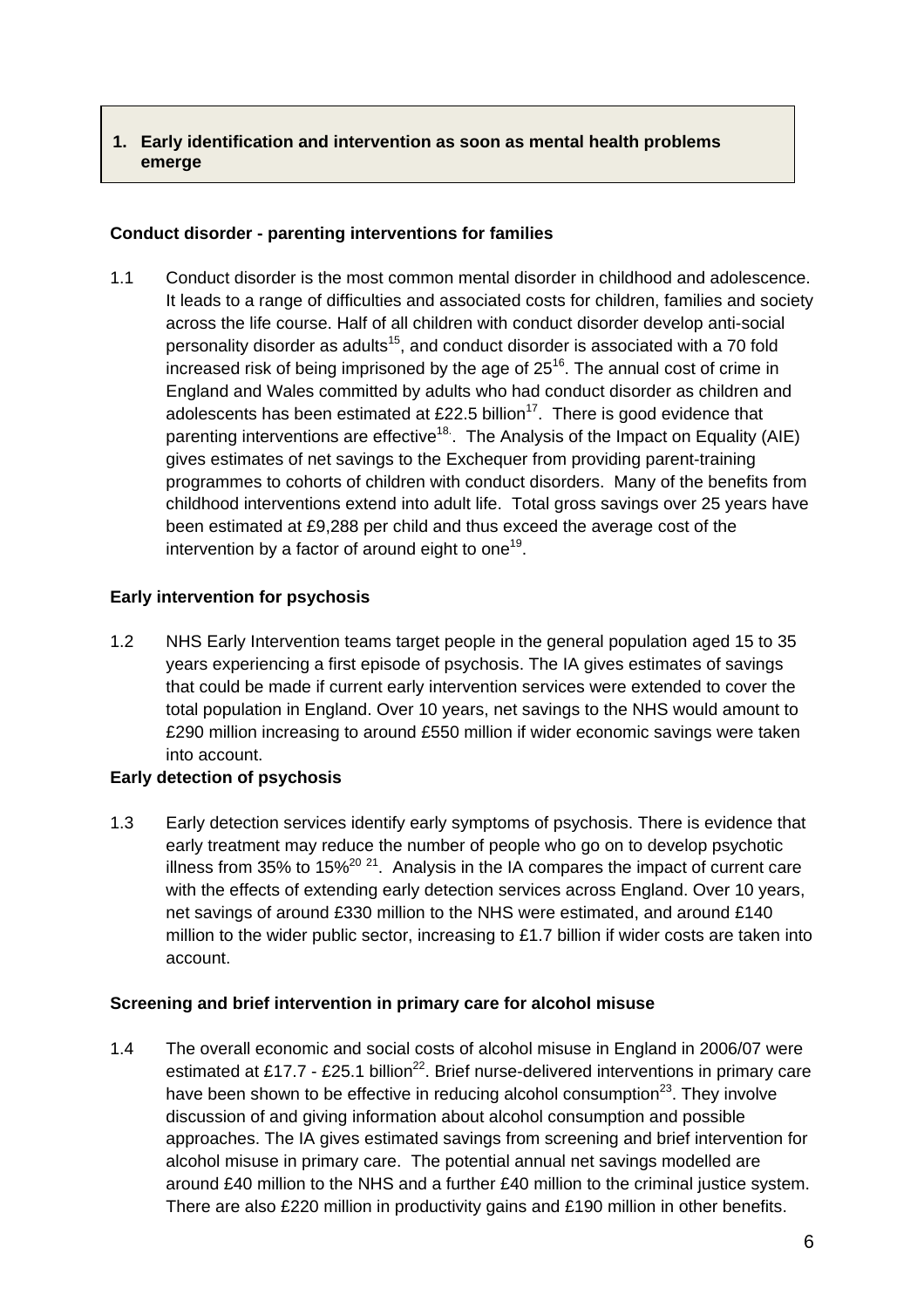## 1. Early identification and intervention as soon as mental health problems emerge

### Conduct disorder - parenting interventions for families

1.1 Conduct disorder is the most common mental disorder in childhood and adolescence. It leads to a range of difficulties and associated costs for children, families and society across the life course. Half of all children with conduct disorder develop anti-social personality disorder as adults[15], and conduct disorder is associated with a 70 fold increased risk of being imprisoned by the age of 25[16]. The annual cost of crime in England and Wales committed by adults who had conduct disorder as children and adolescents has been estimated at £22.5 billion[17]. There is good evidence that parenting interventions are effective[18]. The Analysis of the Impact on Equality (AIE) gives estimates of net savings to the Exchequer from providing parent-training programmes to cohorts of children with conduct disorders. Many of the benefits from childhood interventions extend into adult life. Total gross savings over 25 years have been estimated at £9,288 per child and thus exceed the average cost of the intervention by a factor of around eight to one[19].

### Early intervention for psychosis

1.2 NHS Early Intervention teams target people in the general population aged 15 to 35 years experiencing a first episode of psychosis. The IA gives estimates of savings that could be made if current early intervention services were extended to cover the total population in England. Over 10 years, net savings to the NHS would amount to £290 million increasing to around £550 million if wider economic savings were taken into account.

### Early detection of psychosis

1.3 Early detection services identify early symptoms of psychosis. There is evidence that early treatment may reduce the number of people who go on to develop psychotic illness from 35% to 15%[20 21]. Analysis in the IA compares the impact of current care with the effects of extending early detection services across England. Over 10 years, net savings of around £330 million to the NHS were estimated, and around £140 million to the wider public sector, increasing to £1.7 billion if wider costs are taken into account.

### Screening and brief intervention in primary care for alcohol misuse

1.4 The overall economic and social costs of alcohol misuse in England in 2006/07 were estimated at £17.7 - £25.1 billion[22]. Brief nurse-delivered interventions in primary care have been shown to be effective in reducing alcohol consumption[23]. They involve discussion of and giving information about alcohol consumption and possible approaches. The IA gives estimated savings from screening and brief intervention for alcohol misuse in primary care. The potential annual net savings modelled are around £40 million to the NHS and a further £40 million to the criminal justice system. There are also £220 million in productivity gains and £190 million in other benefits.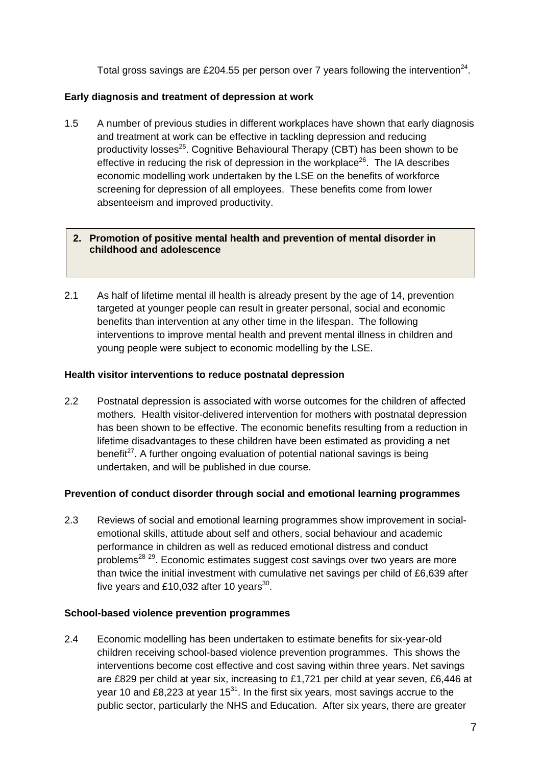Total gross savings are £204.55 per person over 7 years following the intervention[24].

**Early diagnosis and treatment of depression at work**

1.5 A number of previous studies in different workplaces have shown that early diagnosis and treatment at work can be effective in tackling depression and reducing productivity losses[25]. Cognitive Behavioural Therapy (CBT) has been shown to be effective in reducing the risk of depression in the workplace[26]. The IA describes economic modelling work undertaken by the LSE on the benefits of workforce screening for depression of all employees. These benefits come from lower absenteeism and improved productivity.

## 2. Promotion of positive mental health and prevention of mental disorder in childhood and adolescence

2.1 As half of lifetime mental ill health is already present by the age of 14, prevention targeted at younger people can result in greater personal, social and economic benefits than intervention at any other time in the lifespan. The following interventions to improve mental health and prevent mental illness in children and young people were subject to economic modelling by the LSE.

**Health visitor interventions to reduce postnatal depression**

2.2 Postnatal depression is associated with worse outcomes for the children of affected mothers. Health visitor-delivered intervention for mothers with postnatal depression has been shown to be effective. The economic benefits resulting from a reduction in lifetime disadvantages to these children have been estimated as providing a net benefit[27]. A further ongoing evaluation of potential national savings is being undertaken, and will be published in due course.

**Prevention of conduct disorder through social and emotional learning programmes**

2.3 Reviews of social and emotional learning programmes show improvement in social-emotional skills, attitude about self and others, social behaviour and academic performance in children as well as reduced emotional distress and conduct problems[28 29]. Economic estimates suggest cost savings over two years are more than twice the initial investment with cumulative net savings per child of £6,639 after five years and £10,032 after 10 years[30].

**School-based violence prevention programmes**

2.4 Economic modelling has been undertaken to estimate benefits for six-year-old children receiving school-based violence prevention programmes. This shows the interventions become cost effective and cost saving within three years. Net savings are £829 per child at year six, increasing to £1,721 per child at year seven, £6,446 at year 10 and £8,223 at year 15[31]. In the first six years, most savings accrue to the public sector, particularly the NHS and Education. After six years, there are greater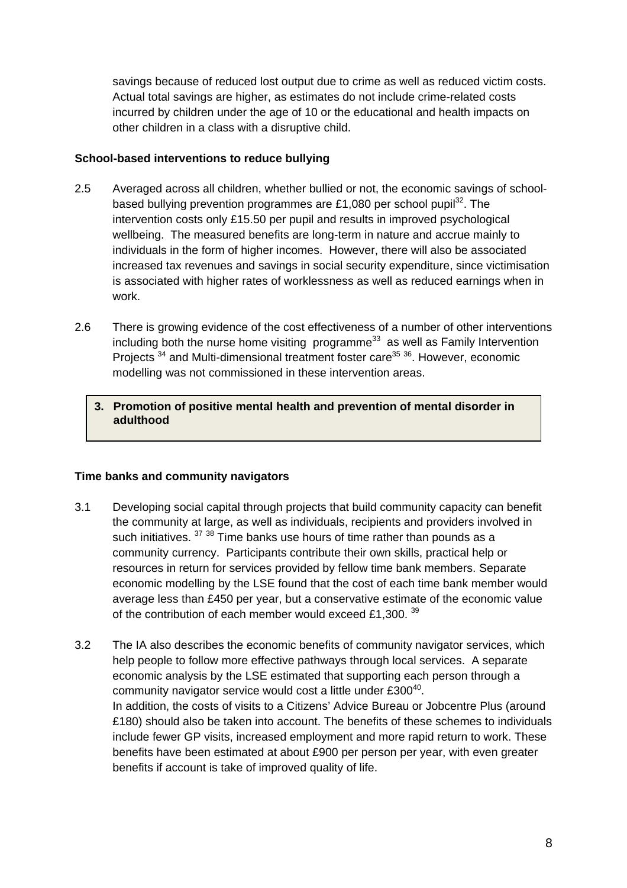savings because of reduced lost output due to crime as well as reduced victim costs. Actual total savings are higher, as estimates do not include crime-related costs incurred by children under the age of 10 or the educational and health impacts on other children in a class with a disruptive child.

**School-based interventions to reduce bullying**

2.5 Averaged across all children, whether bullied or not, the economic savings of school-based bullying prevention programmes are £1,080 per school pupil[32]. The intervention costs only £15.50 per pupil and results in improved psychological wellbeing. The measured benefits are long-term in nature and accrue mainly to individuals in the form of higher incomes. However, there will also be associated increased tax revenues and savings in social security expenditure, since victimisation is associated with higher rates of worklessness as well as reduced earnings when in work.

2.6 There is growing evidence of the cost effectiveness of a number of other interventions including both the nurse home visiting programme[33] as well as Family Intervention Projects [34] and Multi-dimensional treatment foster care[35 36]. However, economic modelling was not commissioned in these intervention areas.

## 3. Promotion of positive mental health and prevention of mental disorder in adulthood

**Time banks and community navigators**

3.1 Developing social capital through projects that build community capacity can benefit the community at large, as well as individuals, recipients and providers involved in such initiatives. [37 38] Time banks use hours of time rather than pounds as a community currency. Participants contribute their own skills, practical help or resources in return for services provided by fellow time bank members. Separate economic modelling by the LSE found that the cost of each time bank member would average less than £450 per year, but a conservative estimate of the economic value of the contribution of each member would exceed £1,300. [39]

3.2 The IA also describes the economic benefits of community navigator services, which help people to follow more effective pathways through local services. A separate economic analysis by the LSE estimated that supporting each person through a community navigator service would cost a little under £300[40].
In addition, the costs of visits to a Citizens' Advice Bureau or Jobcentre Plus (around £180) should also be taken into account. The benefits of these schemes to individuals include fewer GP visits, increased employment and more rapid return to work. These benefits have been estimated at about £900 per person per year, with even greater benefits if account is take of improved quality of life.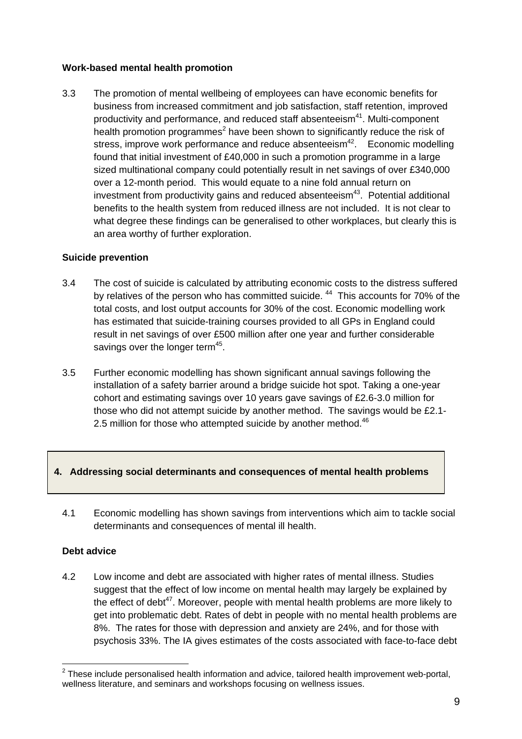**Work-based mental health promotion**

3.3 The promotion of mental wellbeing of employees can have economic benefits for business from increased commitment and job satisfaction, staff retention, improved productivity and performance, and reduced staff absenteeism[41]. Multi-component health promotion programmes[2] have been shown to significantly reduce the risk of stress, improve work performance and reduce absenteeism[42]. Economic modelling found that initial investment of £40,000 in such a promotion programme in a large sized multinational company could potentially result in net savings of over £340,000 over a 12-month period. This would equate to a nine fold annual return on investment from productivity gains and reduced absenteeism[43]. Potential additional benefits to the health system from reduced illness are not included. It is not clear to what degree these findings can be generalised to other workplaces, but clearly this is an area worthy of further exploration.

**Suicide prevention**

3.4 The cost of suicide is calculated by attributing economic costs to the distress suffered by relatives of the person who has committed suicide. [44] This accounts for 70% of the total costs, and lost output accounts for 30% of the cost. Economic modelling work has estimated that suicide-training courses provided to all GPs in England could result in net savings of over £500 million after one year and further considerable savings over the longer term[45].

3.5 Further economic modelling has shown significant annual savings following the installation of a safety barrier around a bridge suicide hot spot. Taking a one-year cohort and estimating savings over 10 years gave savings of £2.6-3.0 million for those who did not attempt suicide by another method. The savings would be £2.1-2.5 million for those who attempted suicide by another method.[46]

## 4. Addressing social determinants and consequences of mental health problems

4.1 Economic modelling has shown savings from interventions which aim to tackle social determinants and consequences of mental ill health.

**Debt advice**

4.2 Low income and debt are associated with higher rates of mental illness. Studies suggest that the effect of low income on mental health may largely be explained by the effect of debt[47]. Moreover, people with mental health problems are more likely to get into problematic debt. Rates of debt in people with no mental health problems are 8%. The rates for those with depression and anxiety are 24%, and for those with psychosis 33%. The IA gives estimates of the costs associated with face-to-face debt

[2] These include personalised health information and advice, tailored health improvement web-portal, wellness literature, and seminars and workshops focusing on wellness issues.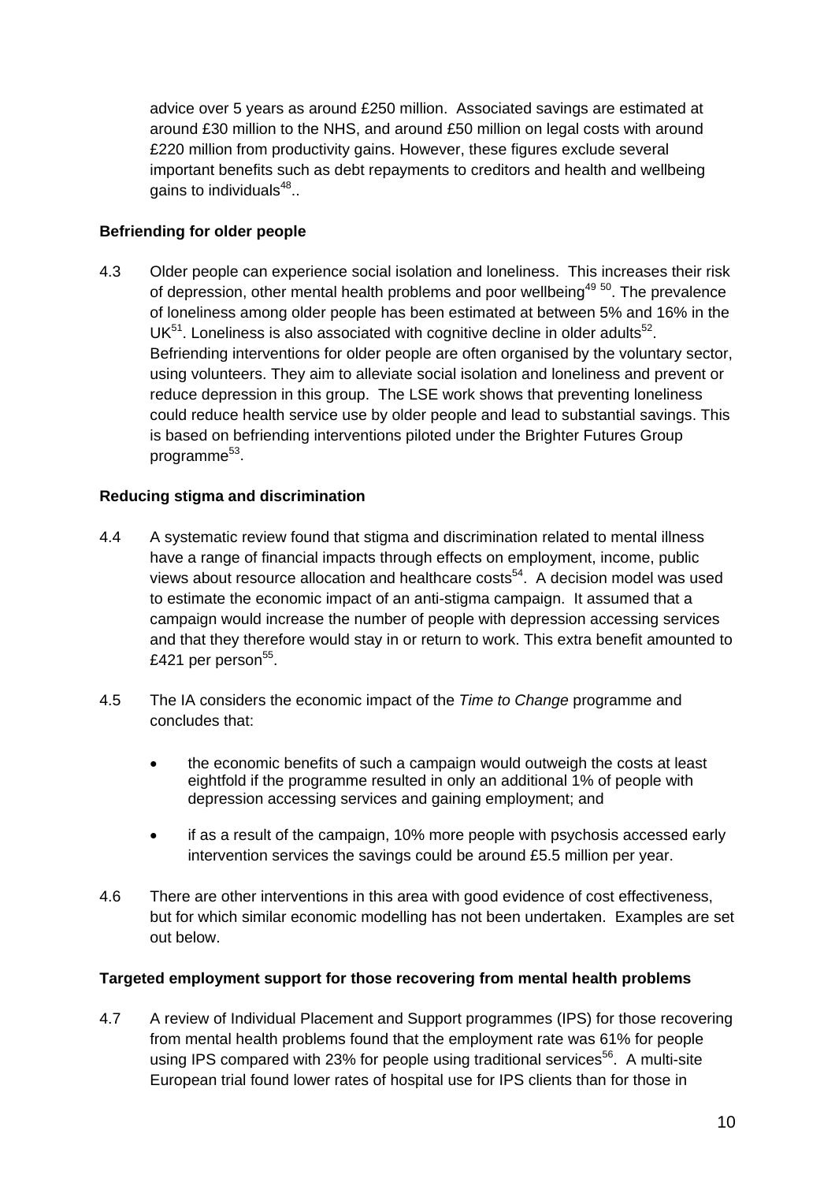advice over 5 years as around £250 million. Associated savings are estimated at around £30 million to the NHS, and around £50 million on legal costs with around £220 million from productivity gains. However, these figures exclude several important benefits such as debt repayments to creditors and health and wellbeing gains to individuals[48]..

**Befriending for older people**

4.3 Older people can experience social isolation and loneliness. This increases their risk of depression, other mental health problems and poor wellbeing[49 50]. The prevalence of loneliness among older people has been estimated at between 5% and 16% in the UK[51]. Loneliness is also associated with cognitive decline in older adults[52]. Befriending interventions for older people are often organised by the voluntary sector, using volunteers. They aim to alleviate social isolation and loneliness and prevent or reduce depression in this group. The LSE work shows that preventing loneliness could reduce health service use by older people and lead to substantial savings. This is based on befriending interventions piloted under the Brighter Futures Group programme[53].

**Reducing stigma and discrimination**

4.4 A systematic review found that stigma and discrimination related to mental illness have a range of financial impacts through effects on employment, income, public views about resource allocation and healthcare costs[54]. A decision model was used to estimate the economic impact of an anti-stigma campaign. It assumed that a campaign would increase the number of people with depression accessing services and that they therefore would stay in or return to work. This extra benefit amounted to £421 per person[55].

4.5 The IA considers the economic impact of the *Time to Change* programme and concludes that:

- the economic benefits of such a campaign would outweigh the costs at least eightfold if the programme resulted in only an additional 1% of people with depression accessing services and gaining employment; and
- if as a result of the campaign, 10% more people with psychosis accessed early intervention services the savings could be around £5.5 million per year.

4.6 There are other interventions in this area with good evidence of cost effectiveness, but for which similar economic modelling has not been undertaken. Examples are set out below.

**Targeted employment support for those recovering from mental health problems**

4.7 A review of Individual Placement and Support programmes (IPS) for those recovering from mental health problems found that the employment rate was 61% for people using IPS compared with 23% for people using traditional services[56]. A multi-site European trial found lower rates of hospital use for IPS clients than for those in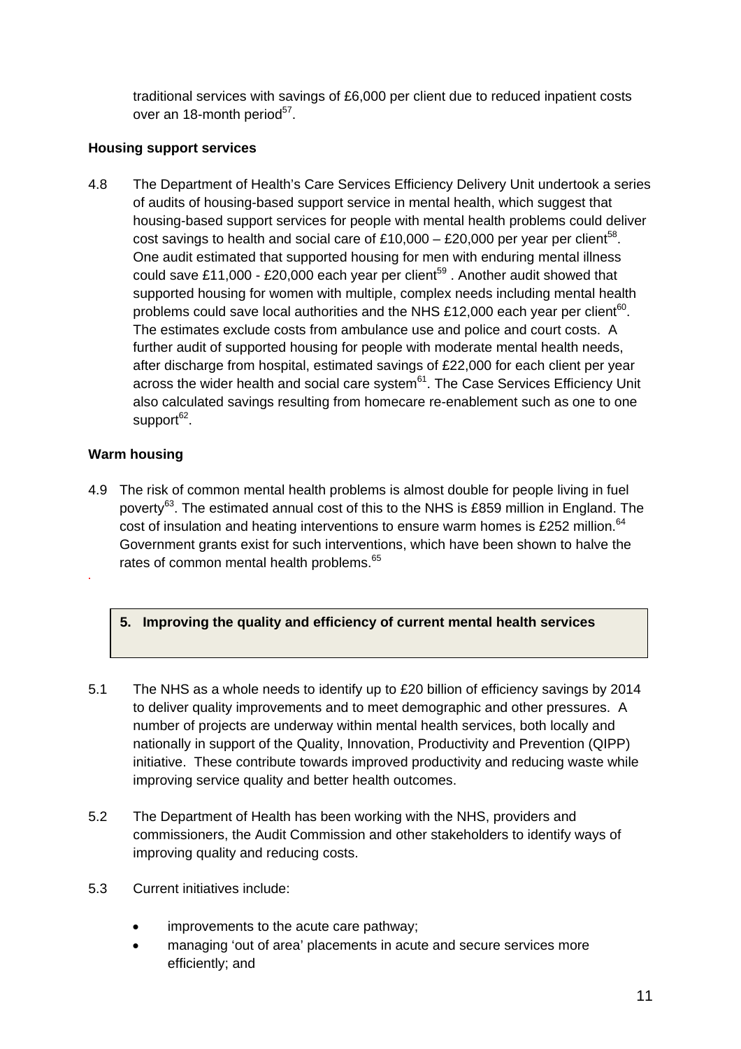traditional services with savings of £6,000 per client due to reduced inpatient costs over an 18-month period[57].

**Housing support services**

4.8 The Department of Health's Care Services Efficiency Delivery Unit undertook a series of audits of housing-based support service in mental health, which suggest that housing-based support services for people with mental health problems could deliver cost savings to health and social care of £10,000 – £20,000 per year per client[58]. One audit estimated that supported housing for men with enduring mental illness could save £11,000 - £20,000 each year per client[59] . Another audit showed that supported housing for women with multiple, complex needs including mental health problems could save local authorities and the NHS £12,000 each year per client[60]. The estimates exclude costs from ambulance use and police and court costs. A further audit of supported housing for people with moderate mental health needs, after discharge from hospital, estimated savings of £22,000 for each client per year across the wider health and social care system[61]. The Case Services Efficiency Unit also calculated savings resulting from homecare re-enablement such as one to one support[62].

**Warm housing**

4.9 The risk of common mental health problems is almost double for people living in fuel poverty[63]. The estimated annual cost of this to the NHS is £859 million in England. The cost of insulation and heating interventions to ensure warm homes is £252 million.[64] Government grants exist for such interventions, which have been shown to halve the rates of common mental health problems.[65]

## 5. Improving the quality and efficiency of current mental health services

5.1 The NHS as a whole needs to identify up to £20 billion of efficiency savings by 2014 to deliver quality improvements and to meet demographic and other pressures. A number of projects are underway within mental health services, both locally and nationally in support of the Quality, Innovation, Productivity and Prevention (QIPP) initiative. These contribute towards improved productivity and reducing waste while improving service quality and better health outcomes.

5.2 The Department of Health has been working with the NHS, providers and commissioners, the Audit Commission and other stakeholders to identify ways of improving quality and reducing costs.

5.3 Current initiatives include:

- improvements to the acute care pathway;
- managing 'out of area' placements in acute and secure services more efficiently; and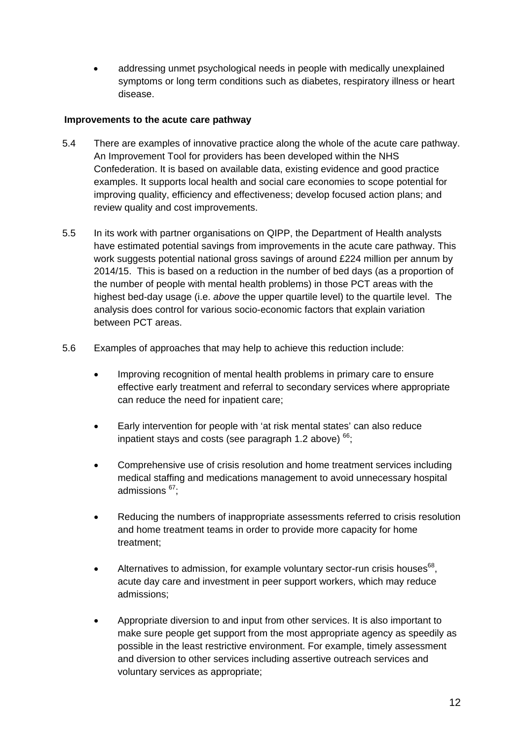- addressing unmet psychological needs in people with medically unexplained symptoms or long term conditions such as diabetes, respiratory illness or heart disease.

**Improvements to the acute care pathway**

5.4 There are examples of innovative practice along the whole of the acute care pathway. An Improvement Tool for providers has been developed within the NHS Confederation. It is based on available data, existing evidence and good practice examples. It supports local health and social care economies to scope potential for improving quality, efficiency and effectiveness; develop focused action plans; and review quality and cost improvements.

5.5 In its work with partner organisations on QIPP, the Department of Health analysts have estimated potential savings from improvements in the acute care pathway. This work suggests potential national gross savings of around £224 million per annum by 2014/15. This is based on a reduction in the number of bed days (as a proportion of the number of people with mental health problems) in those PCT areas with the highest bed-day usage (i.e. *above* the upper quartile level) to the quartile level. The analysis does control for various socio-economic factors that explain variation between PCT areas.

5.6 Examples of approaches that may help to achieve this reduction include:

- Improving recognition of mental health problems in primary care to ensure effective early treatment and referral to secondary services where appropriate can reduce the need for inpatient care;

- Early intervention for people with 'at risk mental states' can also reduce inpatient stays and costs (see paragraph 1.2 above) [66];

- Comprehensive use of crisis resolution and home treatment services including medical staffing and medications management to avoid unnecessary hospital admissions [67];

- Reducing the numbers of inappropriate assessments referred to crisis resolution and home treatment teams in order to provide more capacity for home treatment;

- Alternatives to admission, for example voluntary sector-run crisis houses[68], acute day care and investment in peer support workers, which may reduce admissions;

- Appropriate diversion to and input from other services. It is also important to make sure people get support from the most appropriate agency as speedily as possible in the least restrictive environment. For example, timely assessment and diversion to other services including assertive outreach services and voluntary services as appropriate;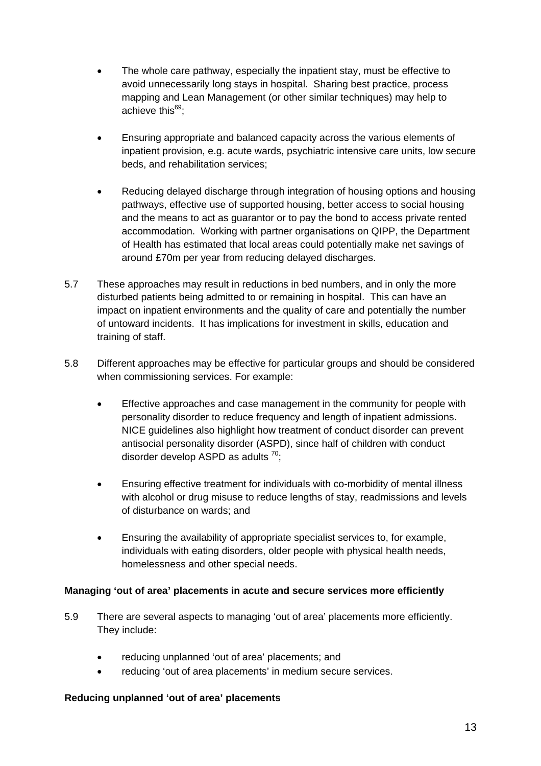- The whole care pathway, especially the inpatient stay, must be effective to avoid unnecessarily long stays in hospital. Sharing best practice, process mapping and Lean Management (or other similar techniques) may help to achieve this[69];

- Ensuring appropriate and balanced capacity across the various elements of inpatient provision, e.g. acute wards, psychiatric intensive care units, low secure beds, and rehabilitation services;

- Reducing delayed discharge through integration of housing options and housing pathways, effective use of supported housing, better access to social housing and the means to act as guarantor or to pay the bond to access private rented accommodation. Working with partner organisations on QIPP, the Department of Health has estimated that local areas could potentially make net savings of around £70m per year from reducing delayed discharges.

5.7 These approaches may result in reductions in bed numbers, and in only the more disturbed patients being admitted to or remaining in hospital. This can have an impact on inpatient environments and the quality of care and potentially the number of untoward incidents. It has implications for investment in skills, education and training of staff.

5.8 Different approaches may be effective for particular groups and should be considered when commissioning services. For example:

- Effective approaches and case management in the community for people with personality disorder to reduce frequency and length of inpatient admissions. NICE guidelines also highlight how treatment of conduct disorder can prevent antisocial personality disorder (ASPD), since half of children with conduct disorder develop ASPD as adults [70];

- Ensuring effective treatment for individuals with co-morbidity of mental illness with alcohol or drug misuse to reduce lengths of stay, readmissions and levels of disturbance on wards; and

- Ensuring the availability of appropriate specialist services to, for example, individuals with eating disorders, older people with physical health needs, homelessness and other special needs.

**Managing 'out of area' placements in acute and secure services more efficiently**

5.9 There are several aspects to managing 'out of area' placements more efficiently. They include:

- reducing unplanned 'out of area' placements; and
- reducing 'out of area placements' in medium secure services.

**Reducing unplanned 'out of area' placements**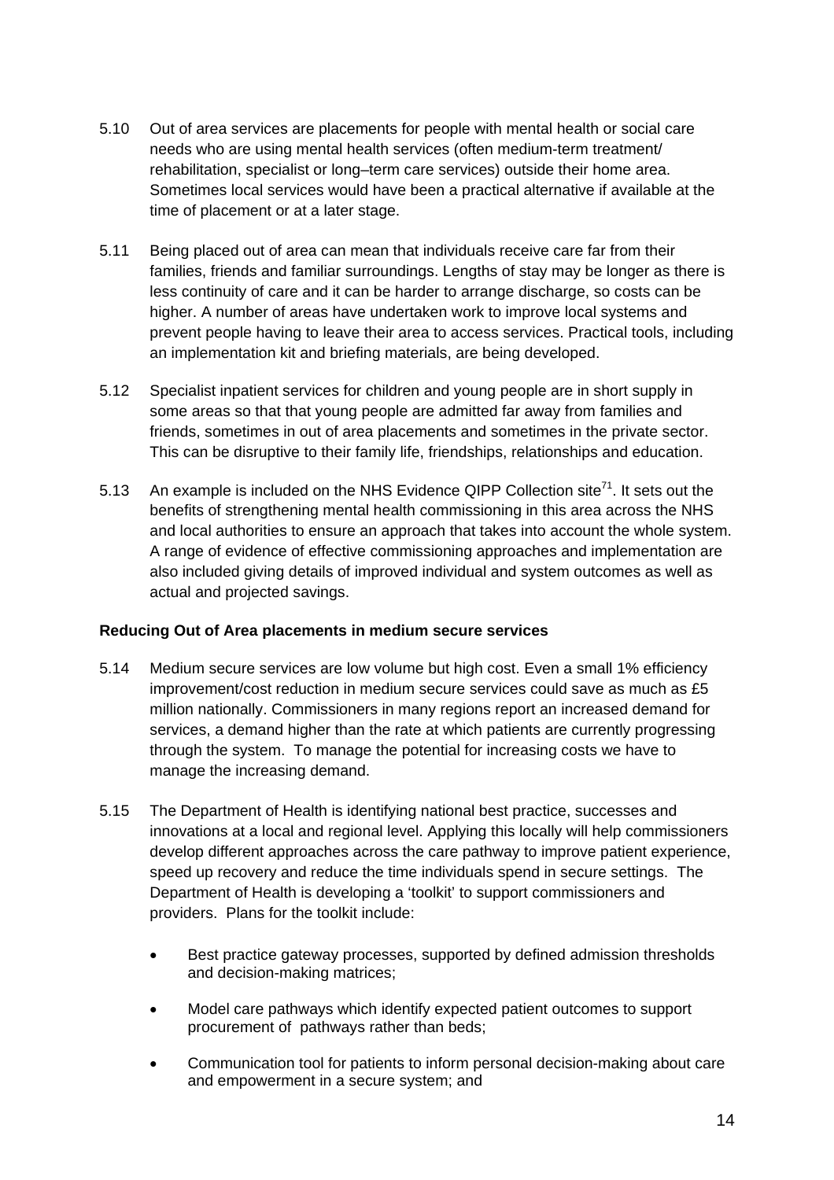5.10 Out of area services are placements for people with mental health or social care needs who are using mental health services (often medium-term treatment/ rehabilitation, specialist or long–term care services) outside their home area. Sometimes local services would have been a practical alternative if available at the time of placement or at a later stage.

5.11 Being placed out of area can mean that individuals receive care far from their families, friends and familiar surroundings. Lengths of stay may be longer as there is less continuity of care and it can be harder to arrange discharge, so costs can be higher. A number of areas have undertaken work to improve local systems and prevent people having to leave their area to access services. Practical tools, including an implementation kit and briefing materials, are being developed.

5.12 Specialist inpatient services for children and young people are in short supply in some areas so that that young people are admitted far away from families and friends, sometimes in out of area placements and sometimes in the private sector. This can be disruptive to their family life, friendships, relationships and education.

5.13 An example is included on the NHS Evidence QIPP Collection site[71]. It sets out the benefits of strengthening mental health commissioning in this area across the NHS and local authorities to ensure an approach that takes into account the whole system. A range of evidence of effective commissioning approaches and implementation are also included giving details of improved individual and system outcomes as well as actual and projected savings.

**Reducing Out of Area placements in medium secure services**

5.14 Medium secure services are low volume but high cost. Even a small 1% efficiency improvement/cost reduction in medium secure services could save as much as £5 million nationally. Commissioners in many regions report an increased demand for services, a demand higher than the rate at which patients are currently progressing through the system. To manage the potential for increasing costs we have to manage the increasing demand.

5.15 The Department of Health is identifying national best practice, successes and innovations at a local and regional level. Applying this locally will help commissioners develop different approaches across the care pathway to improve patient experience, speed up recovery and reduce the time individuals spend in secure settings. The Department of Health is developing a 'toolkit' to support commissioners and providers. Plans for the toolkit include:

- Best practice gateway processes, supported by defined admission thresholds and decision-making matrices;
- Model care pathways which identify expected patient outcomes to support procurement of pathways rather than beds;
- Communication tool for patients to inform personal decision-making about care and empowerment in a secure system; and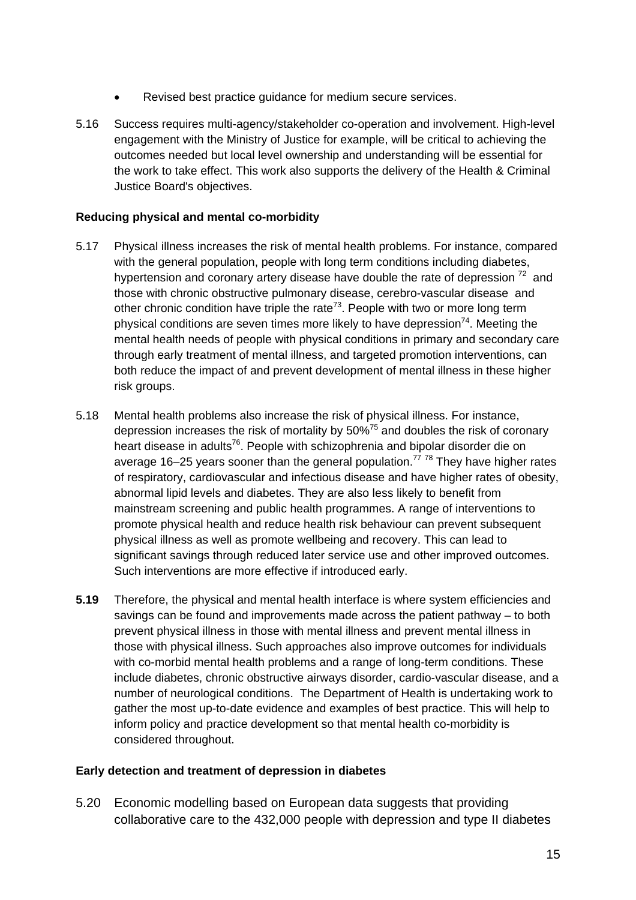- Revised best practice guidance for medium secure services.

5.16 Success requires multi-agency/stakeholder co-operation and involvement. High-level engagement with the Ministry of Justice for example, will be critical to achieving the outcomes needed but local level ownership and understanding will be essential for the work to take effect. This work also supports the delivery of the Health & Criminal Justice Board's objectives.

**Reducing physical and mental co-morbidity**

5.17 Physical illness increases the risk of mental health problems. For instance, compared with the general population, people with long term conditions including diabetes, hypertension and coronary artery disease have double the rate of depression [72] and those with chronic obstructive pulmonary disease, cerebro-vascular disease and other chronic condition have triple the rate[73]. People with two or more long term physical conditions are seven times more likely to have depression[74]. Meeting the mental health needs of people with physical conditions in primary and secondary care through early treatment of mental illness, and targeted promotion interventions, can both reduce the impact of and prevent development of mental illness in these higher risk groups.

5.18 Mental health problems also increase the risk of physical illness. For instance, depression increases the risk of mortality by 50%[75] and doubles the risk of coronary heart disease in adults[76]. People with schizophrenia and bipolar disorder die on average 16–25 years sooner than the general population.[77] [78] They have higher rates of respiratory, cardiovascular and infectious disease and have higher rates of obesity, abnormal lipid levels and diabetes. They are also less likely to benefit from mainstream screening and public health programmes. A range of interventions to promote physical health and reduce health risk behaviour can prevent subsequent physical illness as well as promote wellbeing and recovery. This can lead to significant savings through reduced later service use and other improved outcomes. Such interventions are more effective if introduced early.

**5.19** Therefore, the physical and mental health interface is where system efficiencies and savings can be found and improvements made across the patient pathway – to both prevent physical illness in those with mental illness and prevent mental illness in those with physical illness. Such approaches also improve outcomes for individuals with co-morbid mental health problems and a range of long-term conditions. These include diabetes, chronic obstructive airways disorder, cardio-vascular disease, and a number of neurological conditions. The Department of Health is undertaking work to gather the most up-to-date evidence and examples of best practice. This will help to inform policy and practice development so that mental health co-morbidity is considered throughout.

**Early detection and treatment of depression in diabetes**

5.20 Economic modelling based on European data suggests that providing collaborative care to the 432,000 people with depression and type II diabetes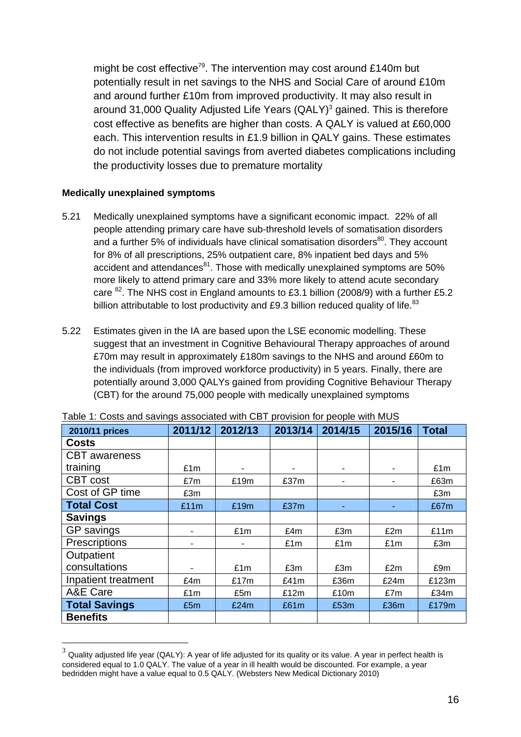might be cost effective[79]. The intervention may cost around £140m but potentially result in net savings to the NHS and Social Care of around £10m and around further £10m from improved productivity. It may also result in around 31,000 Quality Adjusted Life Years (QALY)[3] gained. This is therefore cost effective as benefits are higher than costs. A QALY is valued at £60,000 each. This intervention results in £1.9 billion in QALY gains. These estimates do not include potential savings from averted diabetes complications including the productivity losses due to premature mortality

**Medically unexplained symptoms**

5.21 Medically unexplained symptoms have a significant economic impact. 22% of all people attending primary care have sub-threshold levels of somatisation disorders and a further 5% of individuals have clinical somatisation disorders[80]. They account for 8% of all prescriptions, 25% outpatient care, 8% inpatient bed days and 5% accident and attendances[81]. Those with medically unexplained symptoms are 50% more likely to attend primary care and 33% more likely to attend acute secondary care [82]. The NHS cost in England amounts to £3.1 billion (2008/9) with a further £5.2 billion attributable to lost productivity and £9.3 billion reduced quality of life.[83]

5.22 Estimates given in the IA are based upon the LSE economic modelling. These suggest that an investment in Cognitive Behavioural Therapy approaches of around £70m may result in approximately £180m savings to the NHS and around £60m to the individuals (from improved workforce productivity) in 5 years. Finally, there are potentially around 3,000 QALYs gained from providing Cognitive Behaviour Therapy (CBT) for the around 75,000 people with medically unexplained symptoms

Table 1: Costs and savings associated with CBT provision for people with MUS

| 2010/11 prices | 2011/12 | 2012/13 | 2013/14 | 2014/15 | 2015/16 | Total |
|---|---|---|---|---|---|---|
| **Costs** | | | | | | |
| CBT awareness training | £1m | - | - | - | - | £1m |
| CBT cost | £7m | £19m | £37m | - | - | £63m |
| Cost of GP time | £3m | | | | | £3m |
| **Total Cost** | £11m | £19m | £37m | - | - | £67m |
| **Savings** | | | | | | |
| GP savings | - | £1m | £4m | £3m | £2m | £11m |
| Prescriptions | - | - | £1m | £1m | £1m | £3m |
| Outpatient consultations | - | £1m | £3m | £3m | £2m | £9m |
| Inpatient treatment | £4m | £17m | £41m | £36m | £24m | £123m |
| A&E Care | £1m | £5m | £12m | £10m | £7m | £34m |
| **Total Savings** | £5m | £24m | £61m | £53m | £36m | £179m |
| **Benefits** | | | | | | |

---

[3] Quality adjusted life year (QALY): A year of life adjusted for its quality or its value. A year in perfect health is considered equal to 1.0 QALY. The value of a year in ill health would be discounted. For example, a year bedridden might have a value equal to 0.5 QALY. (Websters New Medical Dictionary 2010)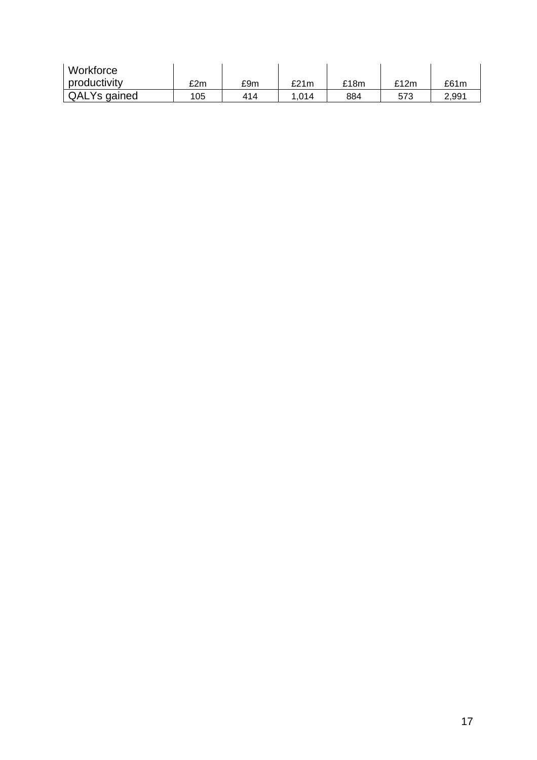| | | | | | | |
|---|---|---|---|---|---|---|
| Workforce productivity | £2m | £9m | £21m | £18m | £12m | £61m |
| QALYs gained | 105 | 414 | 1,014 | 884 | 573 | 2,991 |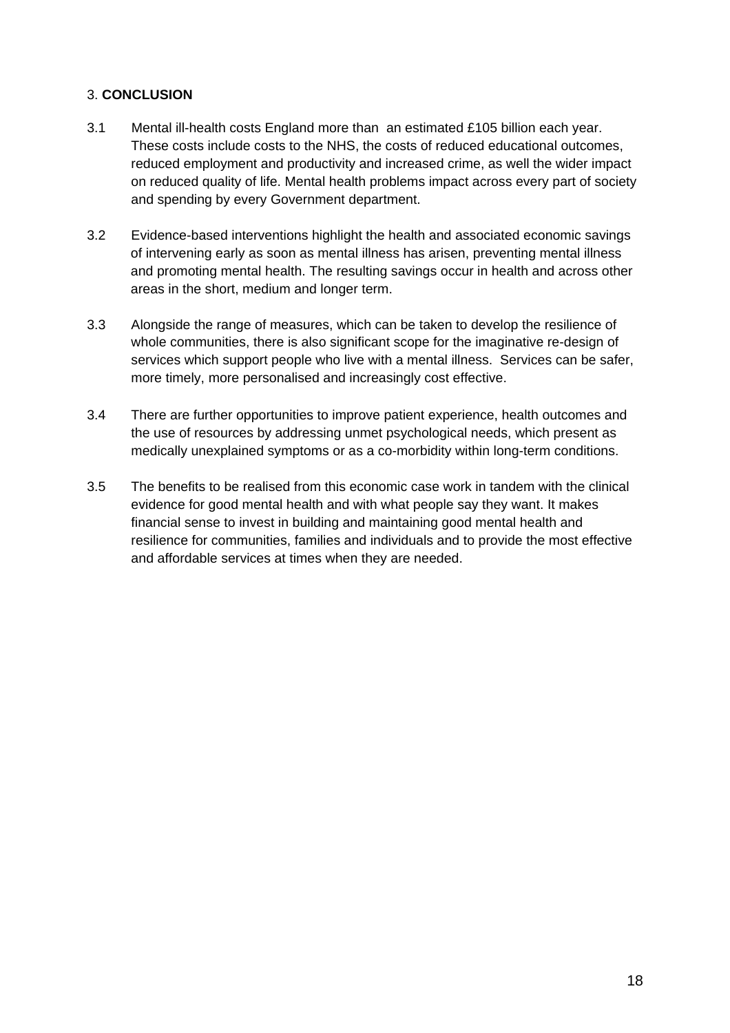## 3. **CONCLUSION**

3.1 Mental ill-health costs England more than an estimated £105 billion each year. These costs include costs to the NHS, the costs of reduced educational outcomes, reduced employment and productivity and increased crime, as well the wider impact on reduced quality of life. Mental health problems impact across every part of society and spending by every Government department.

3.2 Evidence-based interventions highlight the health and associated economic savings of intervening early as soon as mental illness has arisen, preventing mental illness and promoting mental health. The resulting savings occur in health and across other areas in the short, medium and longer term.

3.3 Alongside the range of measures, which can be taken to develop the resilience of whole communities, there is also significant scope for the imaginative re-design of services which support people who live with a mental illness. Services can be safer, more timely, more personalised and increasingly cost effective.

3.4 There are further opportunities to improve patient experience, health outcomes and the use of resources by addressing unmet psychological needs, which present as medically unexplained symptoms or as a co-morbidity within long-term conditions.

3.5 The benefits to be realised from this economic case work in tandem with the clinical evidence for good mental health and with what people say they want. It makes financial sense to invest in building and maintaining good mental health and resilience for communities, families and individuals and to provide the most effective and affordable services at times when they are needed.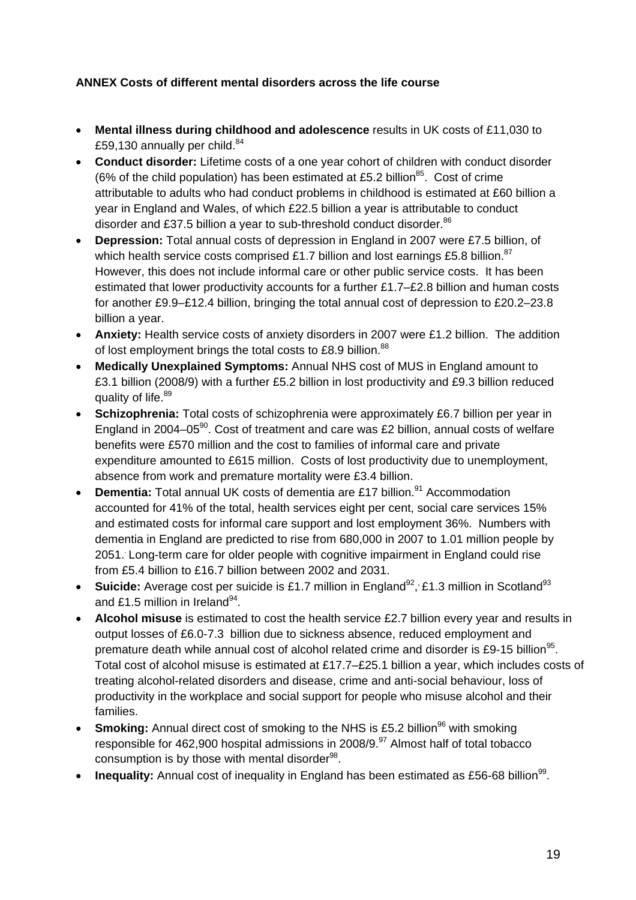**ANNEX Costs of different mental disorders across the life course**

- **Mental illness during childhood and adolescence** results in UK costs of £11,030 to £59,130 annually per child.[84]
- **Conduct disorder:** Lifetime costs of a one year cohort of children with conduct disorder (6% of the child population) has been estimated at £5.2 billion[85]. Cost of crime attributable to adults who had conduct problems in childhood is estimated at £60 billion a year in England and Wales, of which £22.5 billion a year is attributable to conduct disorder and £37.5 billion a year to sub-threshold conduct disorder.[86]
- **Depression:** Total annual costs of depression in England in 2007 were £7.5 billion, of which health service costs comprised £1.7 billion and lost earnings £5.8 billion.[87] However, this does not include informal care or other public service costs. It has been estimated that lower productivity accounts for a further £1.7–£2.8 billion and human costs for another £9.9–£12.4 billion, bringing the total annual cost of depression to £20.2–23.8 billion a year.
- **Anxiety:** Health service costs of anxiety disorders in 2007 were £1.2 billion. The addition of lost employment brings the total costs to £8.9 billion.[88]
- **Medically Unexplained Symptoms:** Annual NHS cost of MUS in England amount to £3.1 billion (2008/9) with a further £5.2 billion in lost productivity and £9.3 billion reduced quality of life.[89]
- **Schizophrenia:** Total costs of schizophrenia were approximately £6.7 billion per year in England in 2004–05[90]. Cost of treatment and care was £2 billion, annual costs of welfare benefits were £570 million and the cost to families of informal care and private expenditure amounted to £615 million. Costs of lost productivity due to unemployment, absence from work and premature mortality were £3.4 billion.
- **Dementia:** Total annual UK costs of dementia are £17 billion.[91] Accommodation accounted for 41% of the total, health services eight per cent, social care services 15% and estimated costs for informal care support and lost employment 36%. Numbers with dementia in England are predicted to rise from 680,000 in 2007 to 1.01 million people by 2051. Long-term care for older people with cognitive impairment in England could rise from £5.4 billion to £16.7 billion between 2002 and 2031.
- **Suicide:** Average cost per suicide is £1.7 million in England[92], £1.3 million in Scotland[93] and £1.5 million in Ireland[94].
- **Alcohol misuse** is estimated to cost the health service £2.7 billion every year and results in output losses of £6.0-7.3 billion due to sickness absence, reduced employment and premature death while annual cost of alcohol related crime and disorder is £9-15 billion[95]. Total cost of alcohol misuse is estimated at £17.7–£25.1 billion a year, which includes costs of treating alcohol-related disorders and disease, crime and anti-social behaviour, loss of productivity in the workplace and social support for people who misuse alcohol and their families.
- **Smoking:** Annual direct cost of smoking to the NHS is £5.2 billion[96] with smoking responsible for 462,900 hospital admissions in 2008/9.[97] Almost half of total tobacco consumption is by those with mental disorder[98].
- **Inequality:** Annual cost of inequality in England has been estimated as £56-68 billion[99].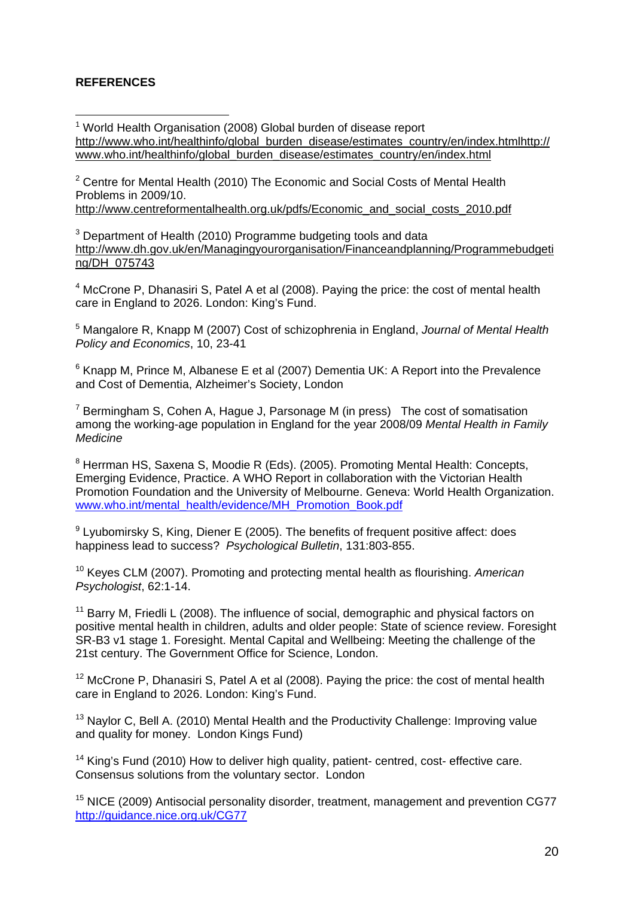**REFERENCES**

[1] World Health Organisation (2008) Global burden of disease report http://www.who.int/healthinfo/global_burden_disease/estimates_country/en/index.htmlhttp://www.who.int/healthinfo/global_burden_disease/estimates_country/en/index.html

[2] Centre for Mental Health (2010) The Economic and Social Costs of Mental Health Problems in 2009/10. http://www.centreformentalhealth.org.uk/pdfs/Economic_and_social_costs_2010.pdf

[3] Department of Health (2010) Programme budgeting tools and data http://www.dh.gov.uk/en/Managingyourorganisation/Financeandplanning/Programmebudgeting/DH_075743

[4] McCrone P, Dhanasiri S, Patel A et al (2008). Paying the price: the cost of mental health care in England to 2026. London: King's Fund.

[5] Mangalore R, Knapp M (2007) Cost of schizophrenia in England, *Journal of Mental Health Policy and Economics*, 10, 23-41

[6] Knapp M, Prince M, Albanese E et al (2007) Dementia UK: A Report into the Prevalence and Cost of Dementia, Alzheimer's Society, London

[7] Bermingham S, Cohen A, Hague J, Parsonage M (in press) The cost of somatisation among the working-age population in England for the year 2008/09 *Mental Health in Family Medicine*

[8] Herrman HS, Saxena S, Moodie R (Eds). (2005). Promoting Mental Health: Concepts, Emerging Evidence, Practice. A WHO Report in collaboration with the Victorian Health Promotion Foundation and the University of Melbourne. Geneva: World Health Organization. www.who.int/mental_health/evidence/MH_Promotion_Book.pdf

[9] Lyubomirsky S, King, Diener E (2005). The benefits of frequent positive affect: does happiness lead to success? *Psychological Bulletin*, 131:803-855.

[10] Keyes CLM (2007). Promoting and protecting mental health as flourishing. *American Psychologist*, 62:1-14.

[11] Barry M, Friedli L (2008). The influence of social, demographic and physical factors on positive mental health in children, adults and older people: State of science review. Foresight SR-B3 v1 stage 1. Foresight. Mental Capital and Wellbeing: Meeting the challenge of the 21st century. The Government Office for Science, London.

[12] McCrone P, Dhanasiri S, Patel A et al (2008). Paying the price: the cost of mental health care in England to 2026. London: King's Fund.

[13] Naylor C, Bell A. (2010) Mental Health and the Productivity Challenge: Improving value and quality for money. London Kings Fund)

[14] King's Fund (2010) How to deliver high quality, patient- centred, cost- effective care. Consensus solutions from the voluntary sector. London

[15] NICE (2009) Antisocial personality disorder, treatment, management and prevention CG77 http://guidance.nice.org.uk/CG77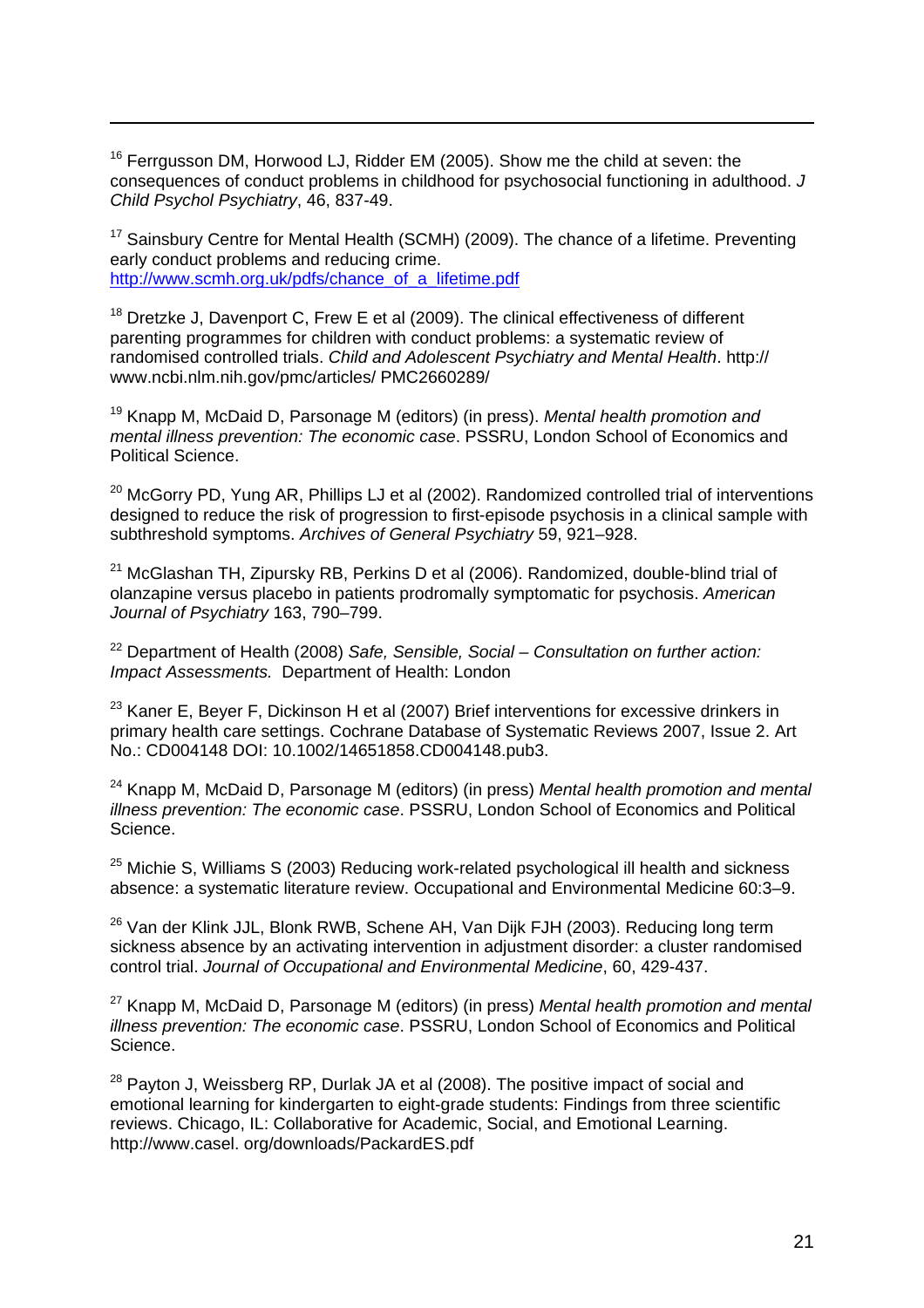[16] Ferrgusson DM, Horwood LJ, Ridder EM (2005). Show me the child at seven: the consequences of conduct problems in childhood for psychosocial functioning in adulthood. *J Child Psychol Psychiatry*, 46, 837-49.

[17] Sainsbury Centre for Mental Health (SCMH) (2009). The chance of a lifetime. Preventing early conduct problems and reducing crime. http://www.scmh.org.uk/pdfs/chance_of_a_lifetime.pdf

[18] Dretzke J, Davenport C, Frew E et al (2009). The clinical effectiveness of different parenting programmes for children with conduct problems: a systematic review of randomised controlled trials. *Child and Adolescent Psychiatry and Mental Health*. http:// www.ncbi.nlm.nih.gov/pmc/articles/ PMC2660289/

[19] Knapp M, McDaid D, Parsonage M (editors) (in press). *Mental health promotion and mental illness prevention: The economic case*. PSSRU, London School of Economics and Political Science.

[20] McGorry PD, Yung AR, Phillips LJ et al (2002). Randomized controlled trial of interventions designed to reduce the risk of progression to first-episode psychosis in a clinical sample with subthreshold symptoms. *Archives of General Psychiatry* 59, 921–928.

[21] McGlashan TH, Zipursky RB, Perkins D et al (2006). Randomized, double-blind trial of olanzapine versus placebo in patients prodromally symptomatic for psychosis. *American Journal of Psychiatry* 163, 790–799.

[22] Department of Health (2008) *Safe, Sensible, Social – Consultation on further action: Impact Assessments.* Department of Health: London

[23] Kaner E, Beyer F, Dickinson H et al (2007) Brief interventions for excessive drinkers in primary health care settings. Cochrane Database of Systematic Reviews 2007, Issue 2. Art No.: CD004148 DOI: 10.1002/14651858.CD004148.pub3.

[24] Knapp M, McDaid D, Parsonage M (editors) (in press) *Mental health promotion and mental illness prevention: The economic case*. PSSRU, London School of Economics and Political Science.

[25] Michie S, Williams S (2003) Reducing work-related psychological ill health and sickness absence: a systematic literature review. Occupational and Environmental Medicine 60:3–9.

[26] Van der Klink JJL, Blonk RWB, Schene AH, Van Dijk FJH (2003). Reducing long term sickness absence by an activating intervention in adjustment disorder: a cluster randomised control trial. *Journal of Occupational and Environmental Medicine*, 60, 429-437.

[27] Knapp M, McDaid D, Parsonage M (editors) (in press) *Mental health promotion and mental illness prevention: The economic case*. PSSRU, London School of Economics and Political Science.

[28] Payton J, Weissberg RP, Durlak JA et al (2008). The positive impact of social and emotional learning for kindergarten to eight-grade students: Findings from three scientific reviews. Chicago, IL: Collaborative for Academic, Social, and Emotional Learning. http://www.casel. org/downloads/PackardES.pdf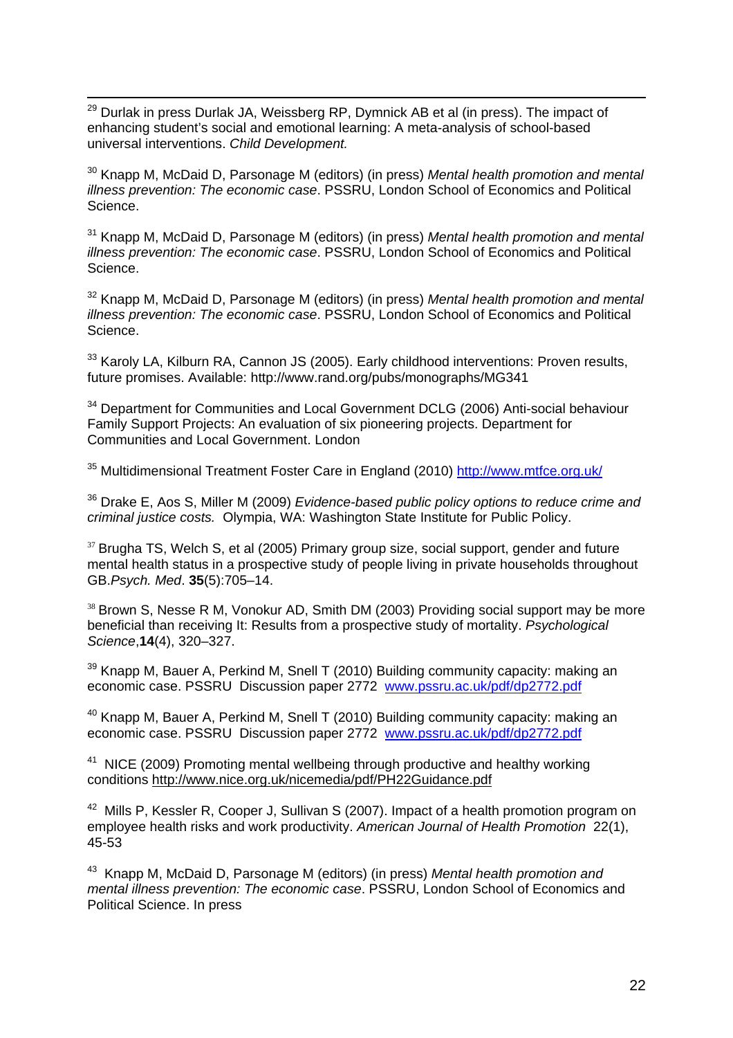[29] Durlak in press Durlak JA, Weissberg RP, Dymnick AB et al (in press). The impact of enhancing student's social and emotional learning: A meta-analysis of school-based universal interventions. *Child Development.*

[30] Knapp M, McDaid D, Parsonage M (editors) (in press) *Mental health promotion and mental illness prevention: The economic case*. PSSRU, London School of Economics and Political Science.

[31] Knapp M, McDaid D, Parsonage M (editors) (in press) *Mental health promotion and mental illness prevention: The economic case*. PSSRU, London School of Economics and Political Science.

[32] Knapp M, McDaid D, Parsonage M (editors) (in press) *Mental health promotion and mental illness prevention: The economic case*. PSSRU, London School of Economics and Political Science.

[33] Karoly LA, Kilburn RA, Cannon JS (2005). Early childhood interventions: Proven results, future promises. Available: http://www.rand.org/pubs/monographs/MG341

[34] Department for Communities and Local Government DCLG (2006) Anti-social behaviour Family Support Projects: An evaluation of six pioneering projects. Department for Communities and Local Government. London

[35] Multidimensional Treatment Foster Care in England (2010) http://www.mtfce.org.uk/

[36] Drake E, Aos S, Miller M (2009) *Evidence-based public policy options to reduce crime and criminal justice costs.* Olympia, WA: Washington State Institute for Public Policy.

[37] Brugha TS, Welch S, et al (2005) Primary group size, social support, gender and future mental health status in a prospective study of people living in private households throughout GB.*Psych. Med*. **35**(5):705–14.

[38] Brown S, Nesse R M, Vonokur AD, Smith DM (2003) Providing social support may be more beneficial than receiving It: Results from a prospective study of mortality. *Psychological Science*,**14**(4), 320–327.

[39] Knapp M, Bauer A, Perkind M, Snell T (2010) Building community capacity: making an economic case. PSSRU Discussion paper 2772 www.pssru.ac.uk/pdf/dp2772.pdf

[40] Knapp M, Bauer A, Perkind M, Snell T (2010) Building community capacity: making an economic case. PSSRU Discussion paper 2772 www.pssru.ac.uk/pdf/dp2772.pdf

[41] NICE (2009) Promoting mental wellbeing through productive and healthy working conditions http://www.nice.org.uk/nicemedia/pdf/PH22Guidance.pdf

[42] Mills P, Kessler R, Cooper J, Sullivan S (2007). Impact of a health promotion program on employee health risks and work productivity. *American Journal of Health Promotion* 22(1), 45-53

[43] Knapp M, McDaid D, Parsonage M (editors) (in press) *Mental health promotion and mental illness prevention: The economic case*. PSSRU, London School of Economics and Political Science. In press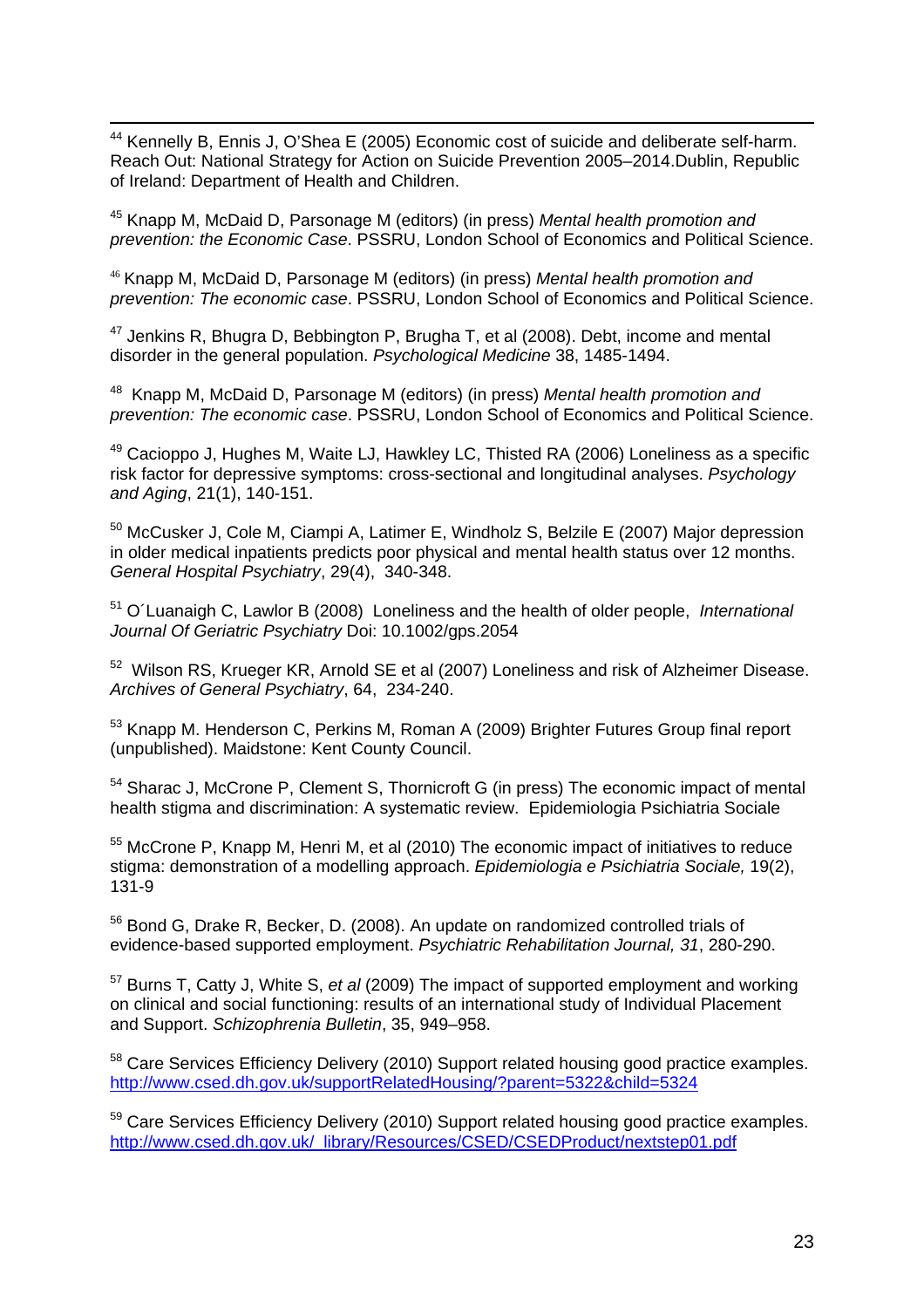[44] Kennelly B, Ennis J, O'Shea E (2005) Economic cost of suicide and deliberate self-harm. Reach Out: National Strategy for Action on Suicide Prevention 2005–2014.Dublin, Republic of Ireland: Department of Health and Children.

[45] Knapp M, McDaid D, Parsonage M (editors) (in press) *Mental health promotion and prevention: the Economic Case*. PSSRU, London School of Economics and Political Science.

[46] Knapp M, McDaid D, Parsonage M (editors) (in press) *Mental health promotion and prevention: The economic case*. PSSRU, London School of Economics and Political Science.

[47] Jenkins R, Bhugra D, Bebbington P, Brugha T, et al (2008). Debt, income and mental disorder in the general population. *Psychological Medicine* 38, 1485-1494.

[48] Knapp M, McDaid D, Parsonage M (editors) (in press) *Mental health promotion and prevention: The economic case*. PSSRU, London School of Economics and Political Science.

[49] Cacioppo J, Hughes M, Waite LJ, Hawkley LC, Thisted RA (2006) Loneliness as a specific risk factor for depressive symptoms: cross-sectional and longitudinal analyses. *Psychology and Aging*, 21(1), 140-151.

[50] McCusker J, Cole M, Ciampi A, Latimer E, Windholz S, Belzile E (2007) Major depression in older medical inpatients predicts poor physical and mental health status over 12 months. *General Hospital Psychiatry*, 29(4), 340-348.

[51] O´Luanaigh C, Lawlor B (2008) Loneliness and the health of older people, *International Journal Of Geriatric Psychiatry* Doi: 10.1002/gps.2054

[52] Wilson RS, Krueger KR, Arnold SE et al (2007) Loneliness and risk of Alzheimer Disease. *Archives of General Psychiatry*, 64, 234-240.

[53] Knapp M. Henderson C, Perkins M, Roman A (2009) Brighter Futures Group final report (unpublished). Maidstone: Kent County Council.

[54] Sharac J, McCrone P, Clement S, Thornicroft G (in press) The economic impact of mental health stigma and discrimination: A systematic review. Epidemiologia Psichiatria Sociale

[55] McCrone P, Knapp M, Henri M, et al (2010) The economic impact of initiatives to reduce stigma: demonstration of a modelling approach. *Epidemiologia e Psichiatria Sociale,* 19(2), 131-9

[56] Bond G, Drake R, Becker, D. (2008). An update on randomized controlled trials of evidence-based supported employment. *Psychiatric Rehabilitation Journal, 31*, 280-290.

[57] Burns T, Catty J, White S, *et al* (2009) The impact of supported employment and working on clinical and social functioning: results of an international study of Individual Placement and Support. *Schizophrenia Bulletin*, 35, 949–958.

[58] Care Services Efficiency Delivery (2010) Support related housing good practice examples. http://www.csed.dh.gov.uk/supportRelatedHousing/?parent=5322&child=5324

[59] Care Services Efficiency Delivery (2010) Support related housing good practice examples. http://www.csed.dh.gov.uk/_library/Resources/CSED/CSEDProduct/nextstep01.pdf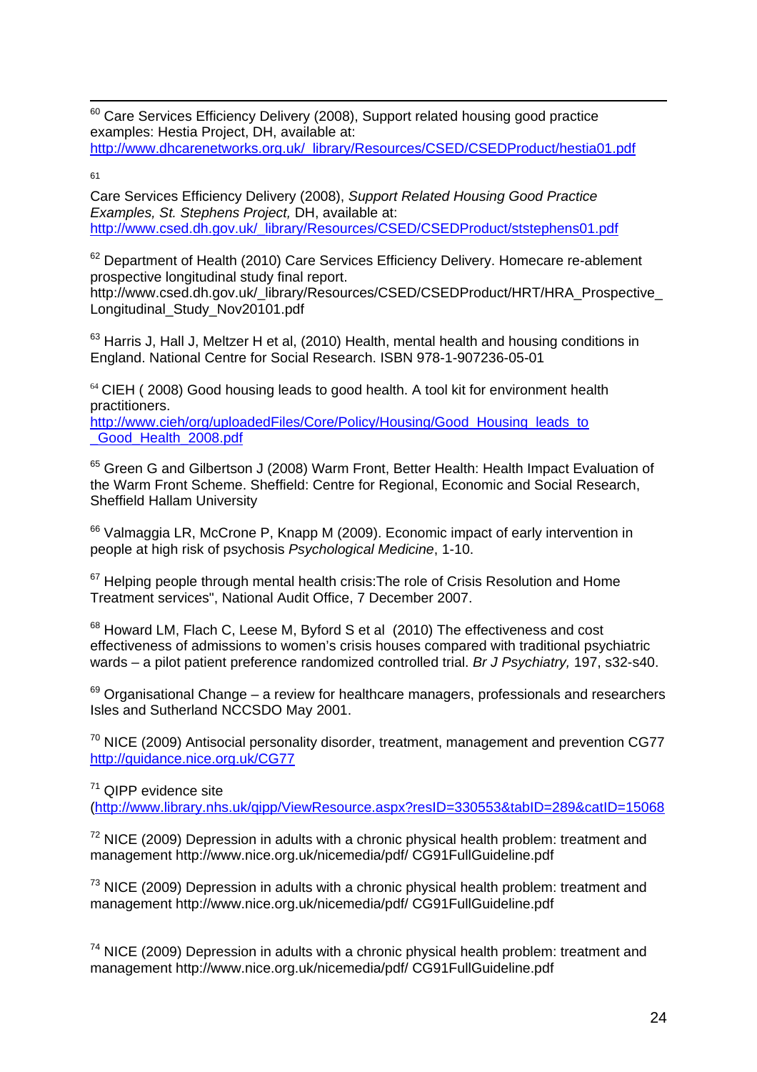[60] Care Services Efficiency Delivery (2008), Support related housing good practice examples: Hestia Project, DH, available at: http://www.dhcarenetworks.org.uk/_library/Resources/CSED/CSEDProduct/hestia01.pdf

[61] Care Services Efficiency Delivery (2008), *Support Related Housing Good Practice Examples, St. Stephens Project,* DH, available at: http://www.csed.dh.gov.uk/_library/Resources/CSED/CSEDProduct/ststephens01.pdf

[62] Department of Health (2010) Care Services Efficiency Delivery. Homecare re-ablement prospective longitudinal study final report. http://www.csed.dh.gov.uk/_library/Resources/CSED/CSEDProduct/HRT/HRA_Prospective_Longitudinal_Study_Nov20101.pdf

[63] Harris J, Hall J, Meltzer H et al, (2010) Health, mental health and housing conditions in England. National Centre for Social Research. ISBN 978-1-907236-05-01

[64] CIEH ( 2008) Good housing leads to good health. A tool kit for environment health practitioners. http://www.cieh/org/uploadedFiles/Core/Policy/Housing/Good_Housing_leads_to_Good_Health_2008.pdf

[65] Green G and Gilbertson J (2008) Warm Front, Better Health: Health Impact Evaluation of the Warm Front Scheme. Sheffield: Centre for Regional, Economic and Social Research, Sheffield Hallam University

[66] Valmaggia LR, McCrone P, Knapp M (2009). Economic impact of early intervention in people at high risk of psychosis *Psychological Medicine*, 1-10.

[67] Helping people through mental health crisis:The role of Crisis Resolution and Home Treatment services", National Audit Office, 7 December 2007.

[68] Howard LM, Flach C, Leese M, Byford S et al (2010) The effectiveness and cost effectiveness of admissions to women's crisis houses compared with traditional psychiatric wards – a pilot patient preference randomized controlled trial. *Br J Psychiatry,* 197, s32-s40.

[69] Organisational Change – a review for healthcare managers, professionals and researchers Isles and Sutherland NCCSDO May 2001.

[70] NICE (2009) Antisocial personality disorder, treatment, management and prevention CG77 http://guidance.nice.org.uk/CG77

[71] QIPP evidence site (http://www.library.nhs.uk/qipp/ViewResource.aspx?resID=330553&tabID=289&catID=15068

[72] NICE (2009) Depression in adults with a chronic physical health problem: treatment and management http://www.nice.org.uk/nicemedia/pdf/ CG91FullGuideline.pdf

[73] NICE (2009) Depression in adults with a chronic physical health problem: treatment and management http://www.nice.org.uk/nicemedia/pdf/ CG91FullGuideline.pdf

[74] NICE (2009) Depression in adults with a chronic physical health problem: treatment and management http://www.nice.org.uk/nicemedia/pdf/ CG91FullGuideline.pdf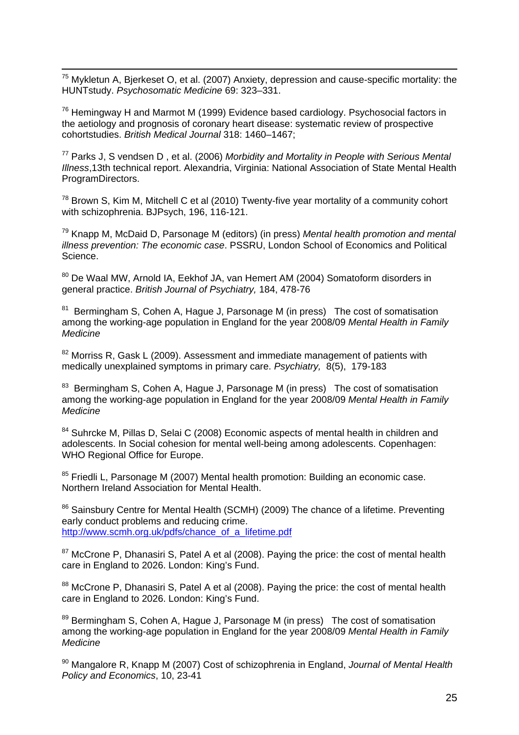[75] Mykletun A, Bjerkeset O, et al. (2007) Anxiety, depression and cause-specific mortality: the HUNTstudy. *Psychosomatic Medicine* 69: 323–331.

[76] Hemingway H and Marmot M (1999) Evidence based cardiology. Psychosocial factors in the aetiology and prognosis of coronary heart disease: systematic review of prospective cohortstudies. *British Medical Journal* 318: 1460–1467;

[77] Parks J, S vendsen D , et al. (2006) *Morbidity and Mortality in People with Serious Mental Illness*,13th technical report. Alexandria, Virginia: National Association of State Mental Health ProgramDirectors.

[78] Brown S, Kim M, Mitchell C et al (2010) Twenty-five year mortality of a community cohort with schizophrenia. BJPsych, 196, 116-121.

[79] Knapp M, McDaid D, Parsonage M (editors) (in press) *Mental health promotion and mental illness prevention: The economic case*. PSSRU, London School of Economics and Political Science.

[80] De Waal MW, Arnold IA, Eekhof JA, van Hemert AM (2004) Somatoform disorders in general practice. *British Journal of Psychiatry,* 184, 478-76

[81] Bermingham S, Cohen A, Hague J, Parsonage M (in press) The cost of somatisation among the working-age population in England for the year 2008/09 *Mental Health in Family Medicine*

[82] Morriss R, Gask L (2009). Assessment and immediate management of patients with medically unexplained symptoms in primary care. *Psychiatry,* 8(5), 179-183

[83] Bermingham S, Cohen A, Hague J, Parsonage M (in press) The cost of somatisation among the working-age population in England for the year 2008/09 *Mental Health in Family Medicine*

[84] Suhrcke M, Pillas D, Selai C (2008) Economic aspects of mental health in children and adolescents. In Social cohesion for mental well-being among adolescents. Copenhagen: WHO Regional Office for Europe.

[85] Friedli L, Parsonage M (2007) Mental health promotion: Building an economic case. Northern Ireland Association for Mental Health.

[86] Sainsbury Centre for Mental Health (SCMH) (2009) The chance of a lifetime. Preventing early conduct problems and reducing crime. http://www.scmh.org.uk/pdfs/chance_of_a_lifetime.pdf

[87] McCrone P, Dhanasiri S, Patel A et al (2008). Paying the price: the cost of mental health care in England to 2026. London: King's Fund.

[88] McCrone P, Dhanasiri S, Patel A et al (2008). Paying the price: the cost of mental health care in England to 2026. London: King's Fund.

[89] Bermingham S, Cohen A, Hague J, Parsonage M (in press) The cost of somatisation among the working-age population in England for the year 2008/09 *Mental Health in Family Medicine*

[90] Mangalore R, Knapp M (2007) Cost of schizophrenia in England, *Journal of Mental Health Policy and Economics*, 10, 23-41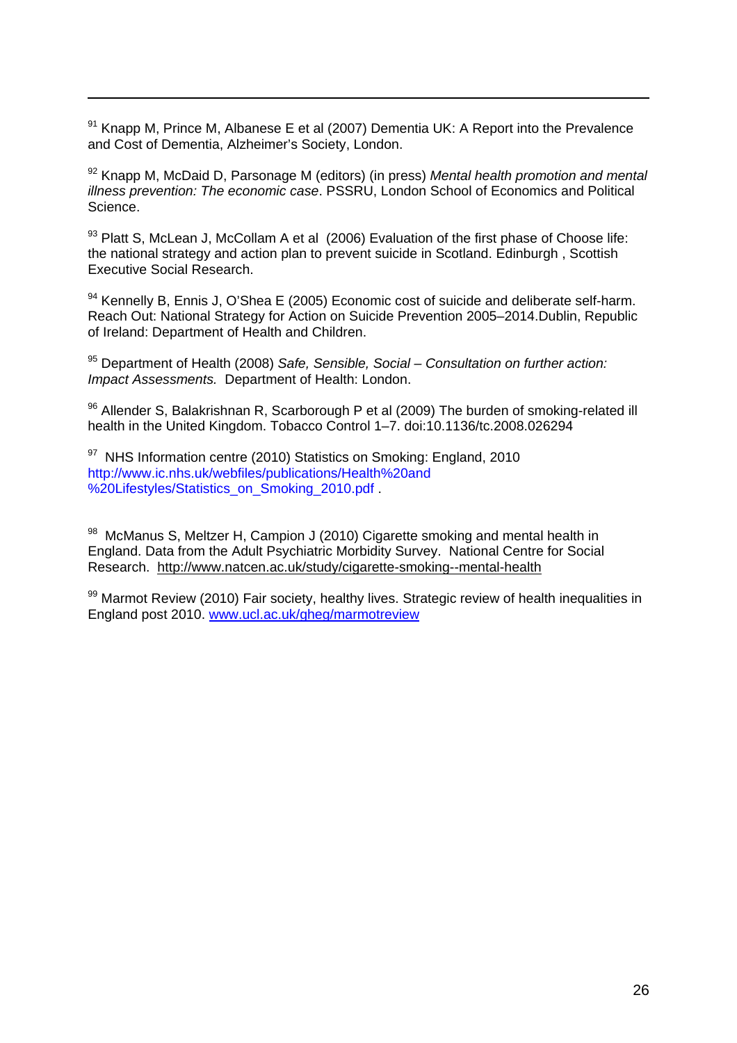[91] Knapp M, Prince M, Albanese E et al (2007) Dementia UK: A Report into the Prevalence and Cost of Dementia, Alzheimer's Society, London.

[92] Knapp M, McDaid D, Parsonage M (editors) (in press) *Mental health promotion and mental illness prevention: The economic case*. PSSRU, London School of Economics and Political Science.

[93] Platt S, McLean J, McCollam A et al (2006) Evaluation of the first phase of Choose life: the national strategy and action plan to prevent suicide in Scotland. Edinburgh , Scottish Executive Social Research.

[94] Kennelly B, Ennis J, O'Shea E (2005) Economic cost of suicide and deliberate self-harm. Reach Out: National Strategy for Action on Suicide Prevention 2005–2014.Dublin, Republic of Ireland: Department of Health and Children.

[95] Department of Health (2008) *Safe, Sensible, Social – Consultation on further action: Impact Assessments.* Department of Health: London.

[96] Allender S, Balakrishnan R, Scarborough P et al (2009) The burden of smoking-related ill health in the United Kingdom. Tobacco Control 1–7. doi:10.1136/tc.2008.026294

[97] NHS Information centre (2010) Statistics on Smoking: England, 2010 http://www.ic.nhs.uk/webfiles/publications/Health%20and%20Lifestyles/Statistics_on_Smoking_2010.pdf .

[98] McManus S, Meltzer H, Campion J (2010) Cigarette smoking and mental health in England. Data from the Adult Psychiatric Morbidity Survey. National Centre for Social Research. http://www.natcen.ac.uk/study/cigarette-smoking--mental-health

[99] Marmot Review (2010) Fair society, healthy lives. Strategic review of health inequalities in England post 2010. www.ucl.ac.uk/gheg/marmotreview